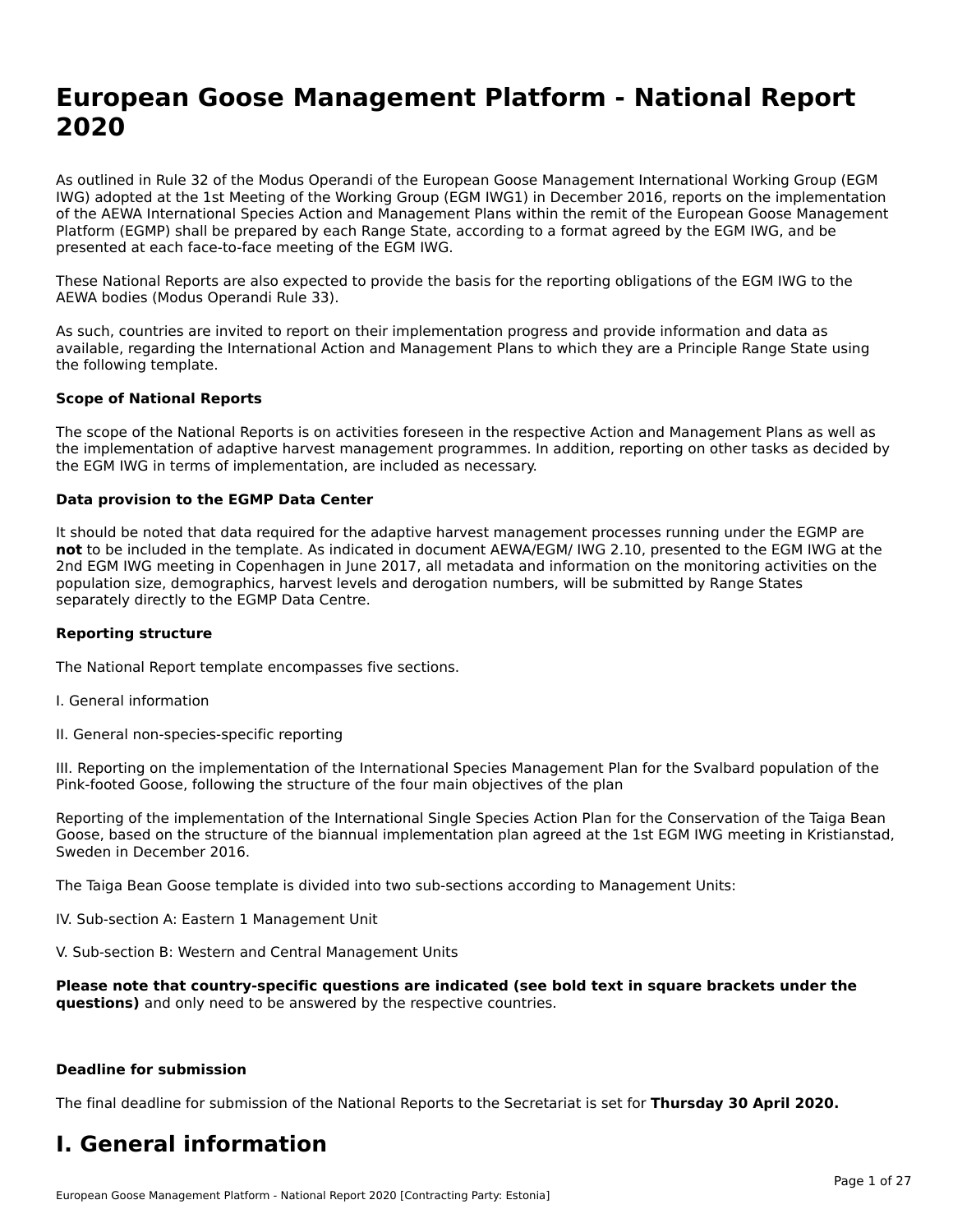# European Goose Management Platform - National Report 2020

As outlined in Rule 32 of the Modus Operandi of the European Goose Management International Working Group (EGM IWG) adopted at the 1st Meeting of the Working Group (EGM IWG1) in December 2016, reports on the implementation of the AEWA International Species Action and Management Plans within the remit of the European Goose Management Platform (EGMP) shall be prepared by each Range State, according to a format agreed by the EGM IWG, and be presented at each face-to-face meeting of the EGM IWG.

These National Reports are also expected to provide the basis for the reporting obligations of the EGM IWG to the AEWA bodies (Modus Operandi Rule 33).

As such, countries are invited to report on their implementation progress and provide information and data as available, regarding the International Action and Management Plans to which they are a Principle Range State using the following template.

**Scope of National Reports**

The scope of the National Reports is on activities foreseen in the respective Action and Management Plans as well as the implementation of adaptive harvest management programmes. In addition, reporting on other tasks as decided by the EGM IWG in terms of implementation, are included as necessary.

**Data provision to the EGMP Data Center**

It should be noted that data required for the adaptive harvest management processes running under the EGMP are **not** to be included in the template. As indicated in document AEWA/EGM/ IWG 2.10, presented to the EGM IWG at the 2nd EGM IWG meeting in Copenhagen in June 2017, all metadata and information on the monitoring activities on the population size, demographics, harvest levels and derogation numbers, will be submitted by Range States separately directly to the EGMP Data Centre.

**Reporting structure**

The National Report template encompasses five sections.

I. General information

II. General non-species-specific reporting

III. Reporting on the implementation of the International Species Management Plan for the Svalbard population of the Pink-footed Goose, following the structure of the four main objectives of the plan

Reporting of the implementation of the International Single Species Action Plan for the Conservation of the Taiga Bean Goose, based on the structure of the biannual implementation plan agreed at the 1st EGM IWG meeting in Kristianstad, Sweden in December 2016.

The Taiga Bean Goose template is divided into two sub-sections according to Management Units:

IV. Sub-section A: Eastern 1 Management Unit

V. Sub-section B: Western and Central Management Units

**Please note that country-specific questions are indicated (see bold text in square brackets under the questions)** and only need to be answered by the respective countries.

**Deadline for submission**

The final deadline for submission of the National Reports to the Secretariat is set for **Thursday 30 April 2020.**

# I. General information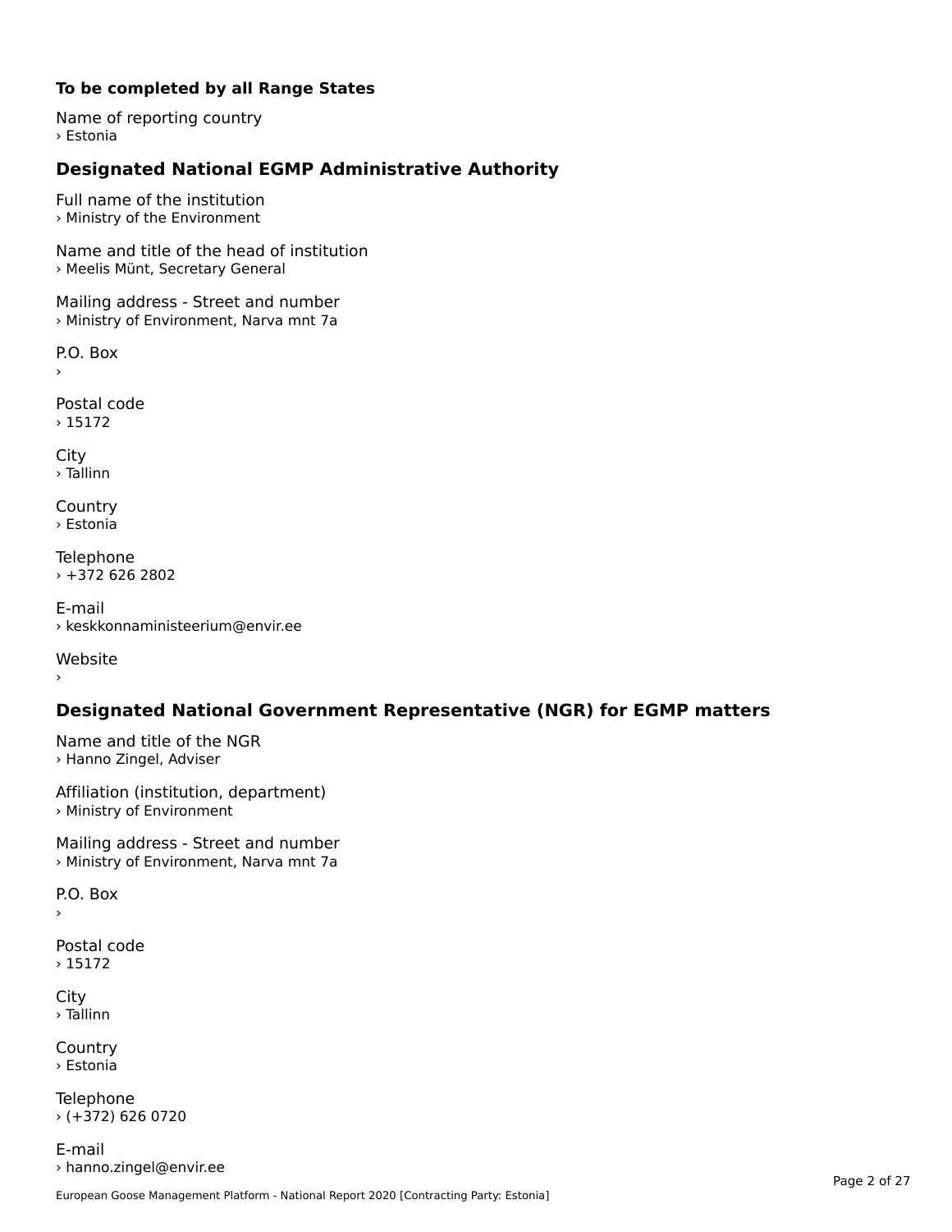**To be completed by all Range States**

Name of reporting country
› Estonia

## Designated National EGMP Administrative Authority

Full name of the institution
› Ministry of the Environment

Name and title of the head of institution
› Meelis Münt, Secretary General

Mailing address - Street and number
› Ministry of Environment, Narva mnt 7a

P.O. Box
›

Postal code
› 15172

City
› Tallinn

Country
› Estonia

Telephone
› +372 626 2802

E-mail
› keskkonnaministeerium@envir.ee

Website
›

## Designated National Government Representative (NGR) for EGMP matters

Name and title of the NGR
› Hanno Zingel, Adviser

Affiliation (institution, department)
› Ministry of Environment

Mailing address - Street and number
› Ministry of Environment, Narva mnt 7a

P.O. Box
›

Postal code
› 15172

City
› Tallinn

Country
› Estonia

Telephone
› (+372) 626 0720

E-mail
› hanno.zingel@envir.ee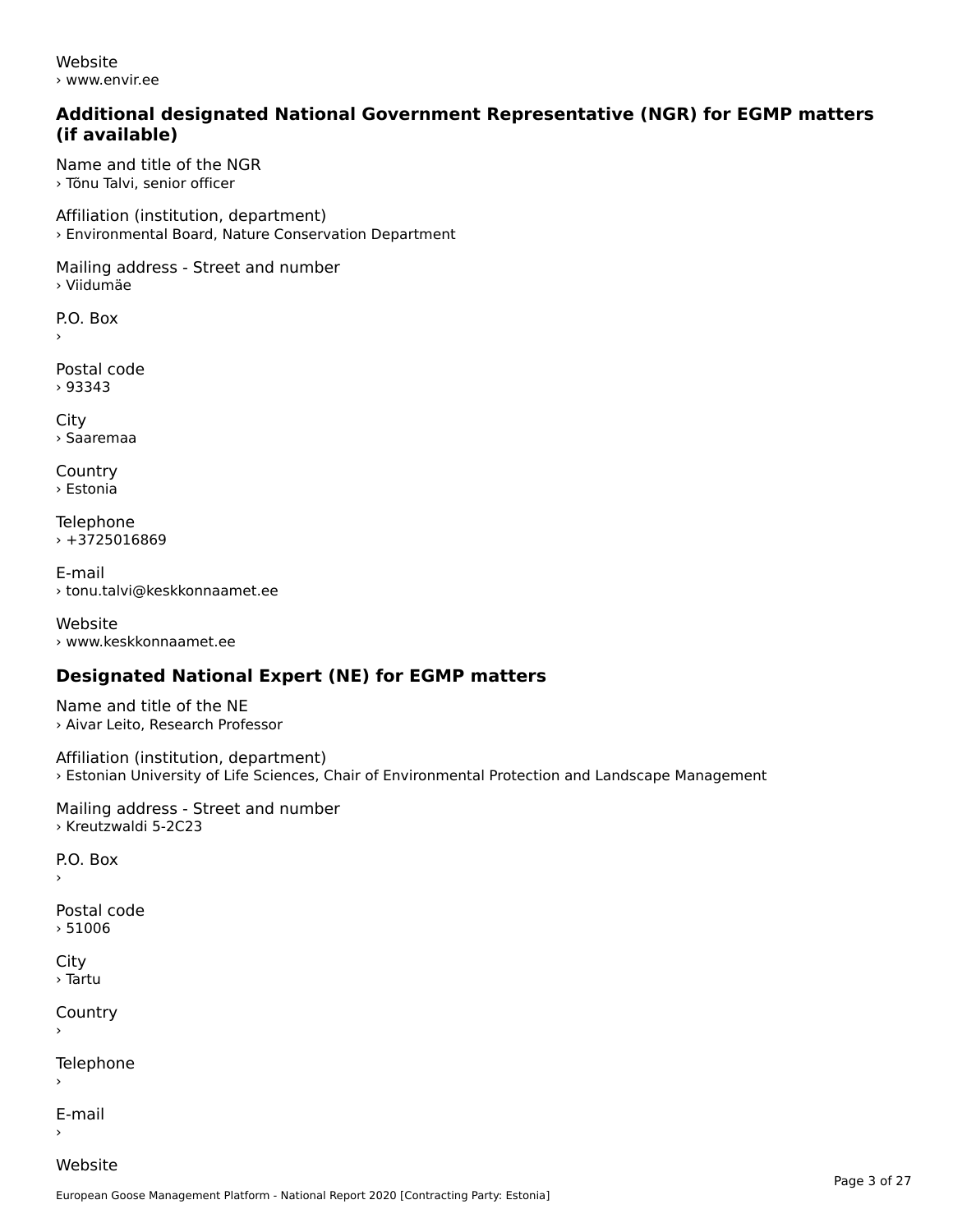Website
› www.envir.ee

## Additional designated National Government Representative (NGR) for EGMP matters (if available)

Name and title of the NGR
› Tõnu Talvi, senior officer

Affiliation (institution, department)
› Environmental Board, Nature Conservation Department

Mailing address - Street and number
› Viidumäe

P.O. Box
›

Postal code
› 93343

City
› Saaremaa

Country
› Estonia

Telephone
› +3725016869

E-mail
› tonu.talvi@keskkonnaamet.ee

Website
› www.keskkonnaamet.ee

## Designated National Expert (NE) for EGMP matters

Name and title of the NE
› Aivar Leito, Research Professor

Affiliation (institution, department)
› Estonian University of Life Sciences, Chair of Environmental Protection and Landscape Management

Mailing address - Street and number
› Kreutzwaldi 5-2C23

P.O. Box
›

Postal code
› 51006

City
› Tartu

Country
›

Telephone
›

E-mail
›

Website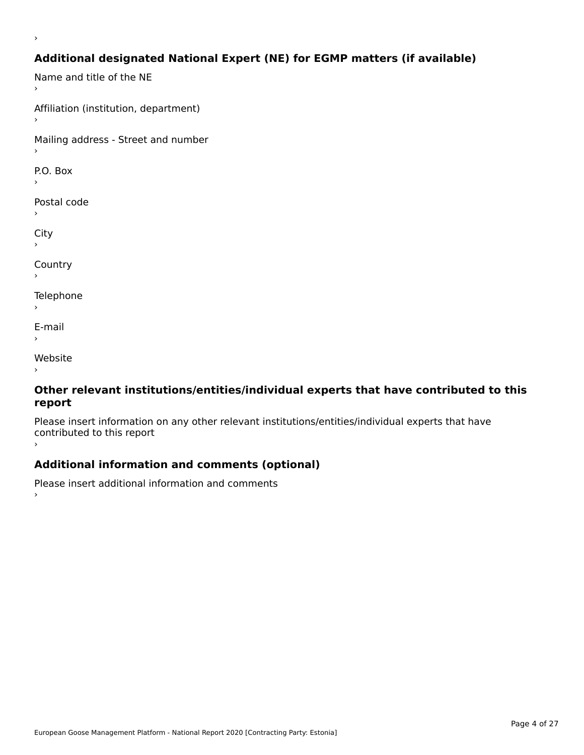›

## Additional designated National Expert (NE) for EGMP matters (if available)

Name and title of the NE

›

Affiliation (institution, department)

›

Mailing address - Street and number

›

P.O. Box

›

Postal code

›

City

›

Country

›

Telephone

›

E-mail

›

Website

›

## Other relevant institutions/entities/individual experts that have contributed to this report

Please insert information on any other relevant institutions/entities/individual experts that have contributed to this report

›

## Additional information and comments (optional)

Please insert additional information and comments

›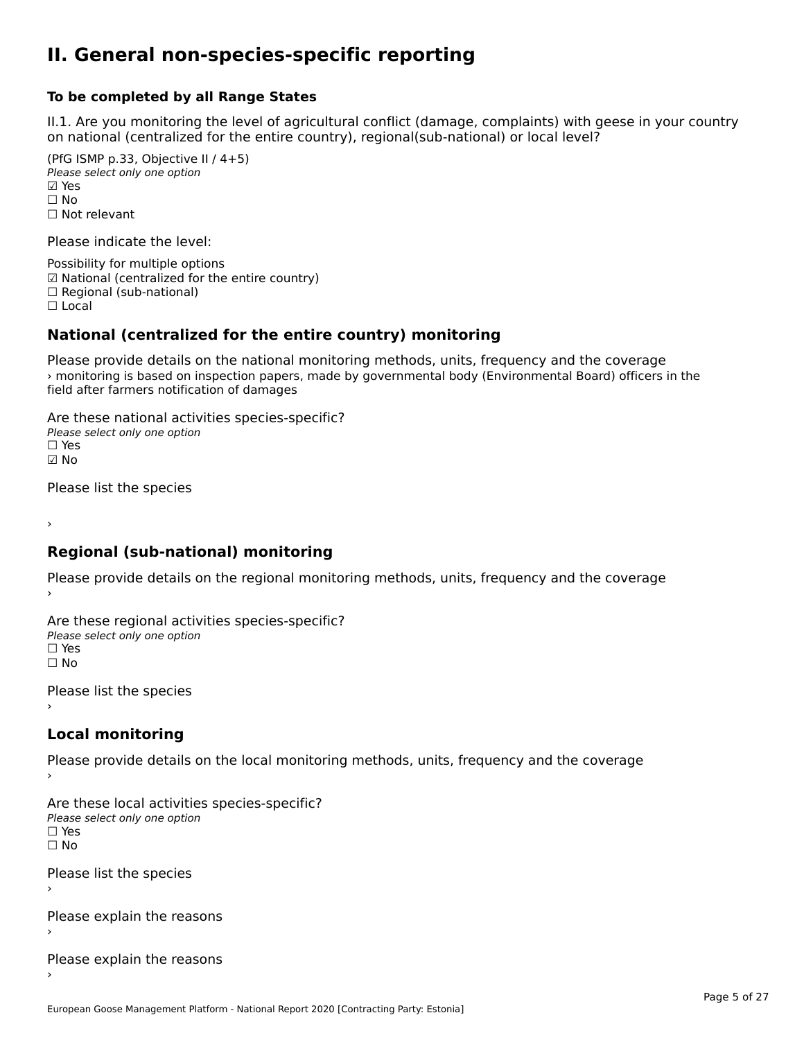# II. General non-species-specific reporting

**To be completed by all Range States**

II.1. Are you monitoring the level of agricultural conflict (damage, complaints) with geese in your country on national (centralized for the entire country), regional(sub-national) or local level?

(PfG ISMP p.33, Objective II / 4+5)
*Please select only one option*
☑ Yes
☐ No
☐ Not relevant

Please indicate the level:

Possibility for multiple options
☑ National (centralized for the entire country)
☐ Regional (sub-national)
☐ Local

## National (centralized for the entire country) monitoring

Please provide details on the national monitoring methods, units, frequency and the coverage
› monitoring is based on inspection papers, made by governmental body (Environmental Board) officers in the field after farmers notification of damages

Are these national activities species-specific?
*Please select only one option*
☐ Yes
☑ No

Please list the species

›

## Regional (sub-national) monitoring

Please provide details on the regional monitoring methods, units, frequency and the coverage
›

Are these regional activities species-specific?
*Please select only one option*
☐ Yes
☐ No

Please list the species
›

## Local monitoring

Please provide details on the local monitoring methods, units, frequency and the coverage
›

Are these local activities species-specific?
*Please select only one option*
☐ Yes
☐ No

Please list the species
›

Please explain the reasons
›

Please explain the reasons
›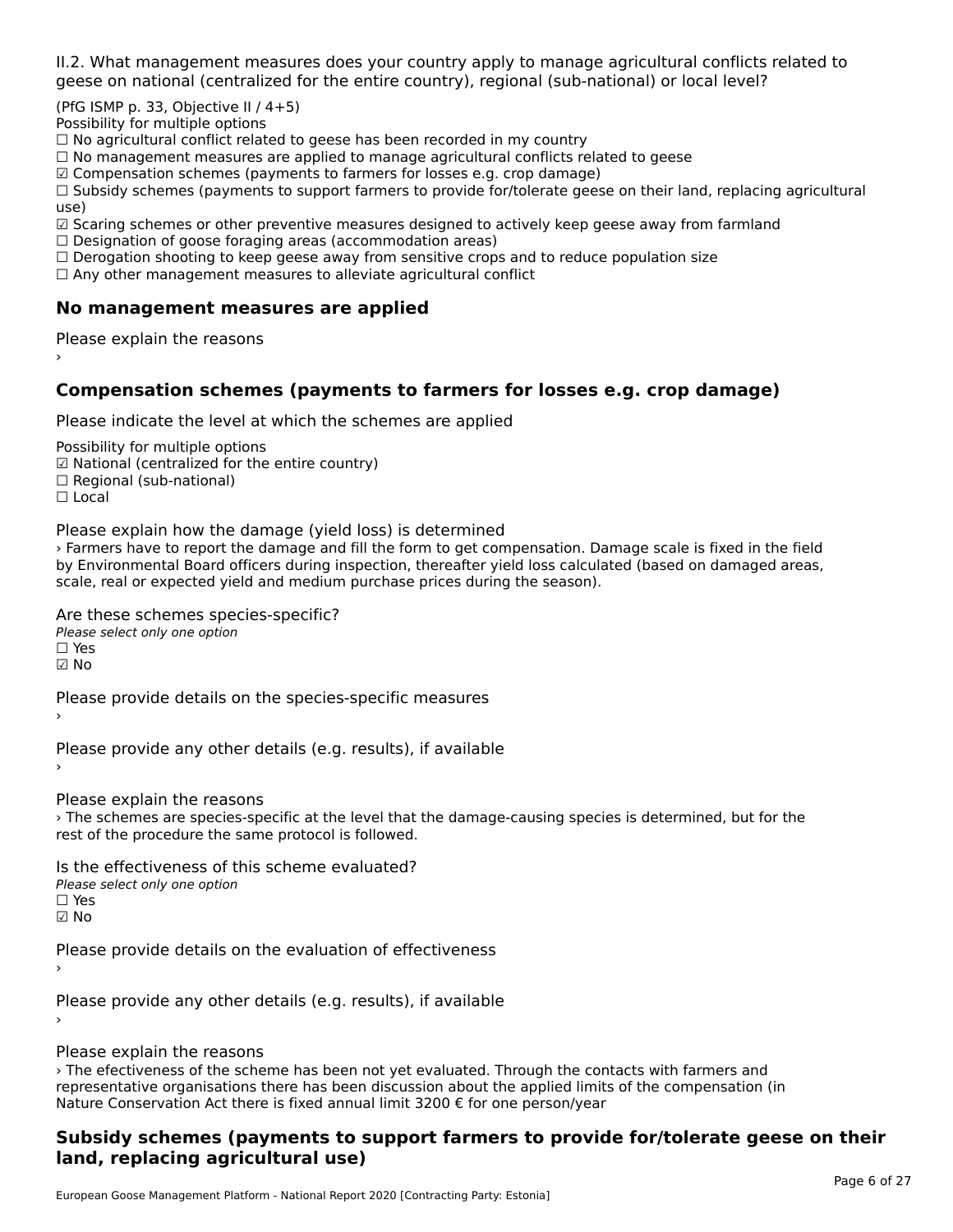II.2. What management measures does your country apply to manage agricultural conflicts related to geese on national (centralized for the entire country), regional (sub-national) or local level?

(PfG ISMP p. 33, Objective II / 4+5)
Possibility for multiple options
☐ No agricultural conflict related to geese has been recorded in my country
☐ No management measures are applied to manage agricultural conflicts related to geese
☑ Compensation schemes (payments to farmers for losses e.g. crop damage)
☐ Subsidy schemes (payments to support farmers to provide for/tolerate geese on their land, replacing agricultural use)
☑ Scaring schemes or other preventive measures designed to actively keep geese away from farmland
☐ Designation of goose foraging areas (accommodation areas)
☐ Derogation shooting to keep geese away from sensitive crops and to reduce population size
☐ Any other management measures to alleviate agricultural conflict

### No management measures are applied

Please explain the reasons
›

### Compensation schemes (payments to farmers for losses e.g. crop damage)

Please indicate the level at which the schemes are applied

Possibility for multiple options
☑ National (centralized for the entire country)
☐ Regional (sub-national)
☐ Local

Please explain how the damage (yield loss) is determined
› Farmers have to report the damage and fill the form to get compensation. Damage scale is fixed in the field by Environmental Board officers during inspection, thereafter yield loss calculated (based on damaged areas, scale, real or expected yield and medium purchase prices during the season).

Are these schemes species-specific?
*Please select only one option*
☐ Yes
☑ No

Please provide details on the species-specific measures
›

Please provide any other details (e.g. results), if available
›

Please explain the reasons
› The schemes are species-specific at the level that the damage-causing species is determined, but for the rest of the procedure the same protocol is followed.

Is the effectiveness of this scheme evaluated?
*Please select only one option*
☐ Yes
☑ No

Please provide details on the evaluation of effectiveness
›

Please provide any other details (e.g. results), if available
›

Please explain the reasons
› The efectiveness of the scheme has been not yet evaluated. Through the contacts with farmers and representative organisations there has been discussion about the applied limits of the compensation (in Nature Conservation Act there is fixed annual limit 3200 € for one person/year

### Subsidy schemes (payments to support farmers to provide for/tolerate geese on their land, replacing agricultural use)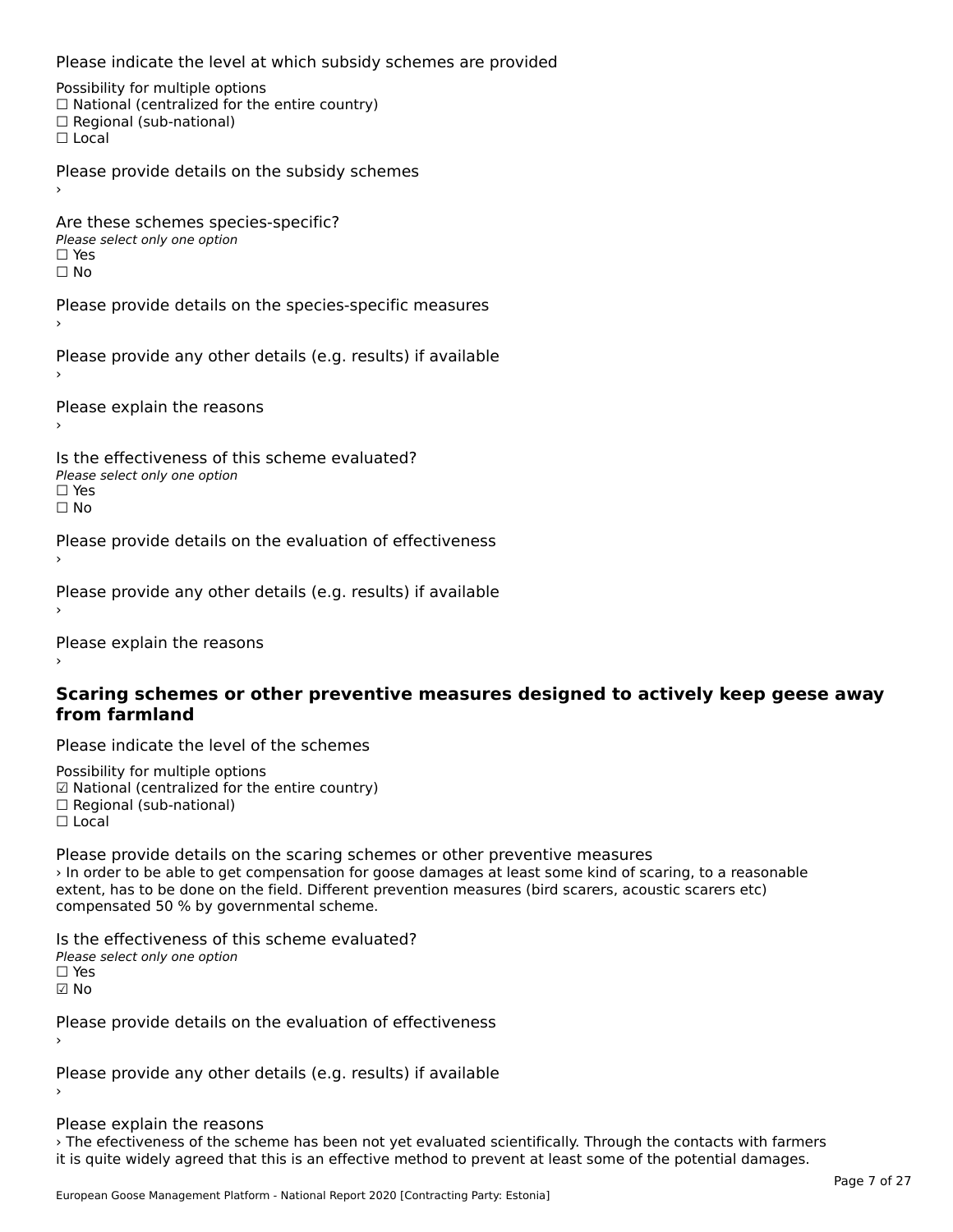Please indicate the level at which subsidy schemes are provided

Possibility for multiple options
☐ National (centralized for the entire country)
☐ Regional (sub-national)
☐ Local

Please provide details on the subsidy schemes
›

Are these schemes species-specific?
*Please select only one option*
☐ Yes
☐ No

Please provide details on the species-specific measures
›

Please provide any other details (e.g. results) if available
›

Please explain the reasons
›

Is the effectiveness of this scheme evaluated?
*Please select only one option*
☐ Yes
☐ No

Please provide details on the evaluation of effectiveness
›

Please provide any other details (e.g. results) if available
›

Please explain the reasons
›

## Scaring schemes or other preventive measures designed to actively keep geese away from farmland

Please indicate the level of the schemes

Possibility for multiple options
☑ National (centralized for the entire country)
☐ Regional (sub-national)
☐ Local

Please provide details on the scaring schemes or other preventive measures
› In order to be able to get compensation for goose damages at least some kind of scaring, to a reasonable extent, has to be done on the field. Different prevention measures (bird scarers, acoustic scarers etc) compensated 50 % by governmental scheme.

Is the effectiveness of this scheme evaluated?
*Please select only one option*
☐ Yes
☑ No

Please provide details on the evaluation of effectiveness
›

Please provide any other details (e.g. results) if available
›

Please explain the reasons
› The efectiveness of the scheme has been not yet evaluated scientifically. Through the contacts with farmers it is quite widely agreed that this is an effective method to prevent at least some of the potential damages.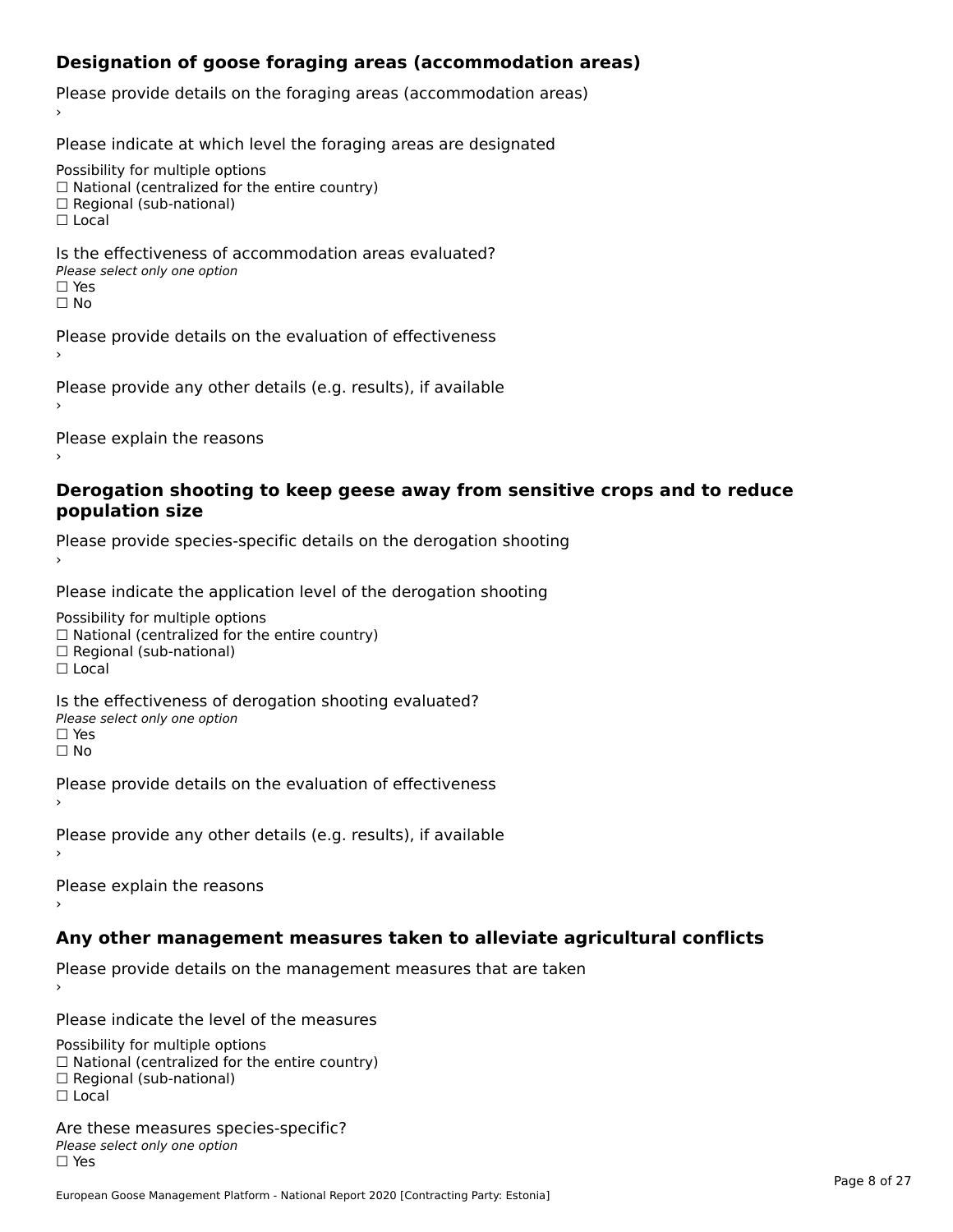## Designation of goose foraging areas (accommodation areas)

Please provide details on the foraging areas (accommodation areas)

›

Please indicate at which level the foraging areas are designated

Possibility for multiple options
☐ National (centralized for the entire country)
☐ Regional (sub-national)
☐ Local

Is the effectiveness of accommodation areas evaluated?
*Please select only one option*
☐ Yes
☐ No

Please provide details on the evaluation of effectiveness

›

Please provide any other details (e.g. results), if available

›

Please explain the reasons

›

## Derogation shooting to keep geese away from sensitive crops and to reduce population size

Please provide species-specific details on the derogation shooting

›

Please indicate the application level of the derogation shooting

Possibility for multiple options
☐ National (centralized for the entire country)
☐ Regional (sub-national)
☐ Local

Is the effectiveness of derogation shooting evaluated?
*Please select only one option*
☐ Yes
☐ No

Please provide details on the evaluation of effectiveness

›

Please provide any other details (e.g. results), if available

›

Please explain the reasons

›

## Any other management measures taken to alleviate agricultural conflicts

Please provide details on the management measures that are taken

›

Please indicate the level of the measures

Possibility for multiple options
☐ National (centralized for the entire country)
☐ Regional (sub-national)
☐ Local

Are these measures species-specific?
*Please select only one option*
☐ Yes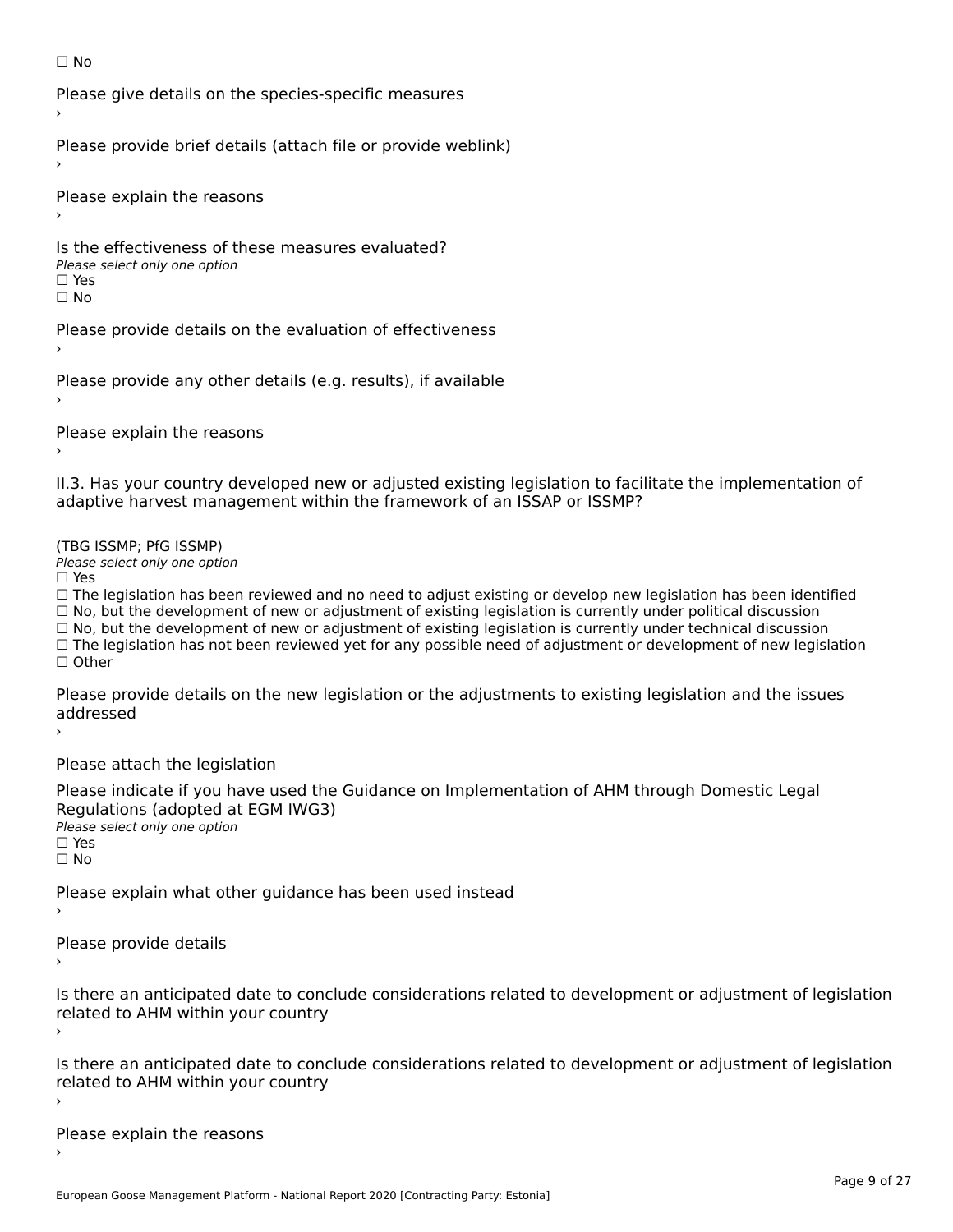☐ No

Please give details on the species-specific measures

›

Please provide brief details (attach file or provide weblink)

›

Please explain the reasons

›

Is the effectiveness of these measures evaluated?

*Please select only one option*

☐ Yes

☐ No

Please provide details on the evaluation of effectiveness

›

Please provide any other details (e.g. results), if available

›

Please explain the reasons

›

II.3. Has your country developed new or adjusted existing legislation to facilitate the implementation of adaptive harvest management within the framework of an ISSAP or ISSMP?

(TBG ISSMP; PfG ISSMP)

*Please select only one option*

☐ Yes

☐ The legislation has been reviewed and no need to adjust existing or develop new legislation has been identified

☐ No, but the development of new or adjustment of existing legislation is currently under political discussion

☐ No, but the development of new or adjustment of existing legislation is currently under technical discussion

☐ The legislation has not been reviewed yet for any possible need of adjustment or development of new legislation

☐ Other

Please provide details on the new legislation or the adjustments to existing legislation and the issues addressed

›

Please attach the legislation

Please indicate if you have used the Guidance on Implementation of AHM through Domestic Legal Regulations (adopted at EGM IWG3)

*Please select only one option*

☐ Yes

☐ No

Please explain what other guidance has been used instead

›

Please provide details

›

Is there an anticipated date to conclude considerations related to development or adjustment of legislation related to AHM within your country

›

Is there an anticipated date to conclude considerations related to development or adjustment of legislation related to AHM within your country

›

Please explain the reasons

›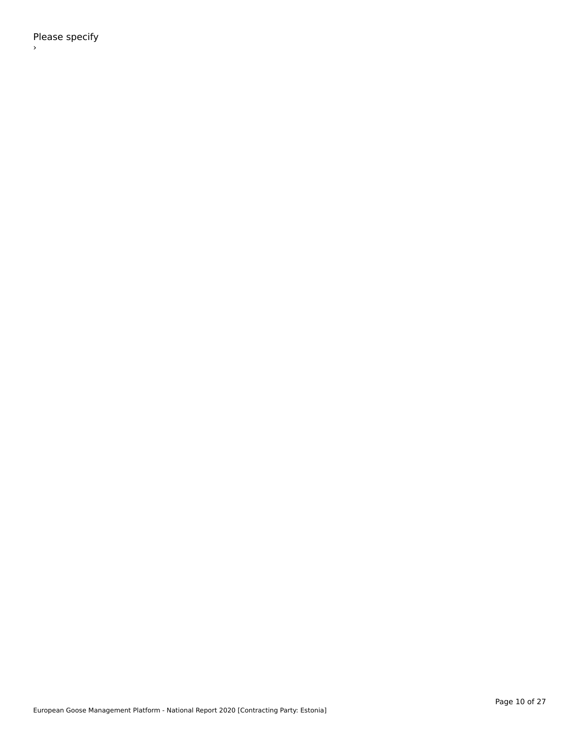Please specify

›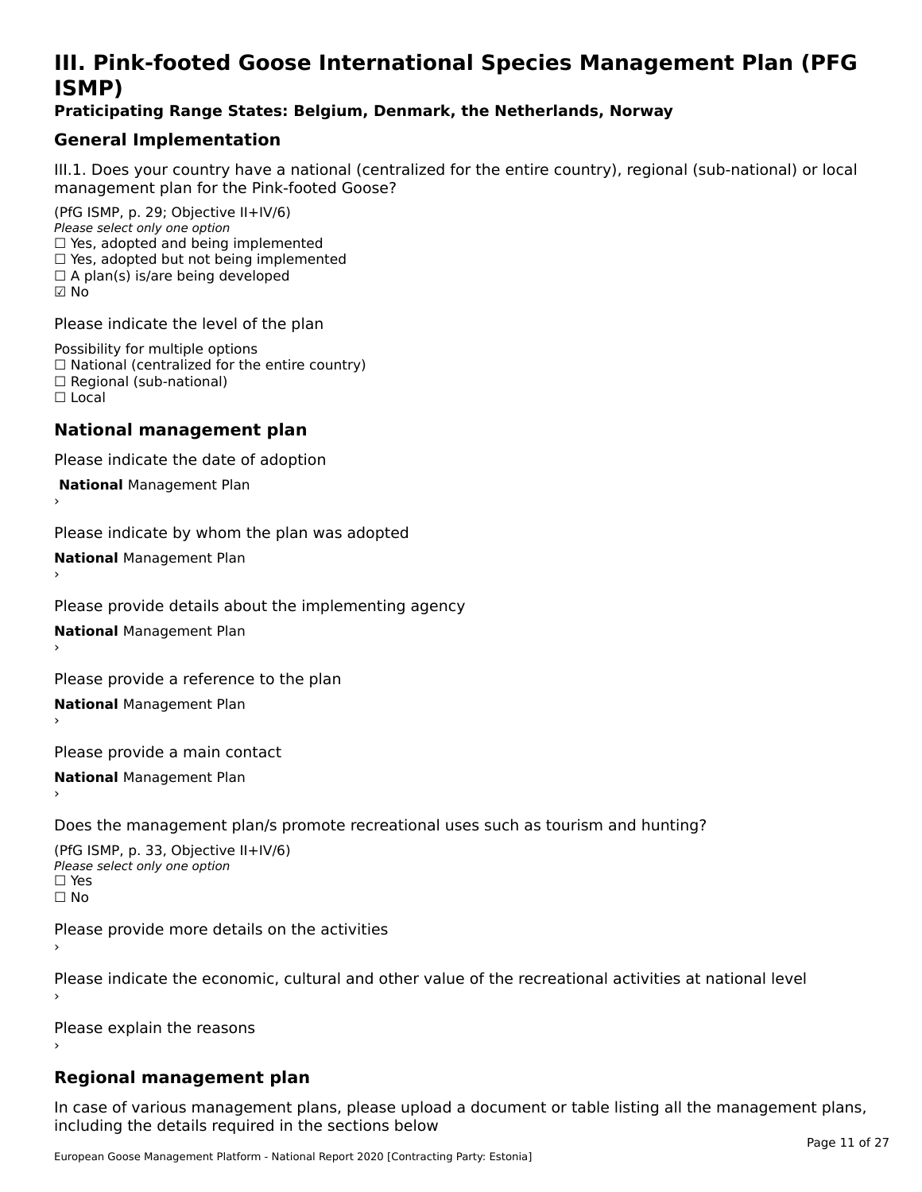# III. Pink-footed Goose International Species Management Plan (PFG ISMP)

**Praticipating Range States: Belgium, Denmark, the Netherlands, Norway**

## General Implementation

III.1. Does your country have a national (centralized for the entire country), regional (sub-national) or local management plan for the Pink-footed Goose?

(PfG ISMP, p. 29; Objective II+IV/6)
*Please select only one option*
☐ Yes, adopted and being implemented
☐ Yes, adopted but not being implemented
☐ A plan(s) is/are being developed
☑ No

Please indicate the level of the plan

Possibility for multiple options
☐ National (centralized for the entire country)
☐ Regional (sub-national)
☐ Local

## National management plan

Please indicate the date of adoption

**National** Management Plan
›

Please indicate by whom the plan was adopted

**National** Management Plan
›

Please provide details about the implementing agency

**National** Management Plan
›

Please provide a reference to the plan

**National** Management Plan
›

Please provide a main contact

**National** Management Plan
›

Does the management plan/s promote recreational uses such as tourism and hunting?

(PfG ISMP, p. 33, Objective II+IV/6)
*Please select only one option*
☐ Yes
☐ No

Please provide more details on the activities
›

Please indicate the economic, cultural and other value of the recreational activities at national level
›

Please explain the reasons
›

## Regional management plan

In case of various management plans, please upload a document or table listing all the management plans, including the details required in the sections below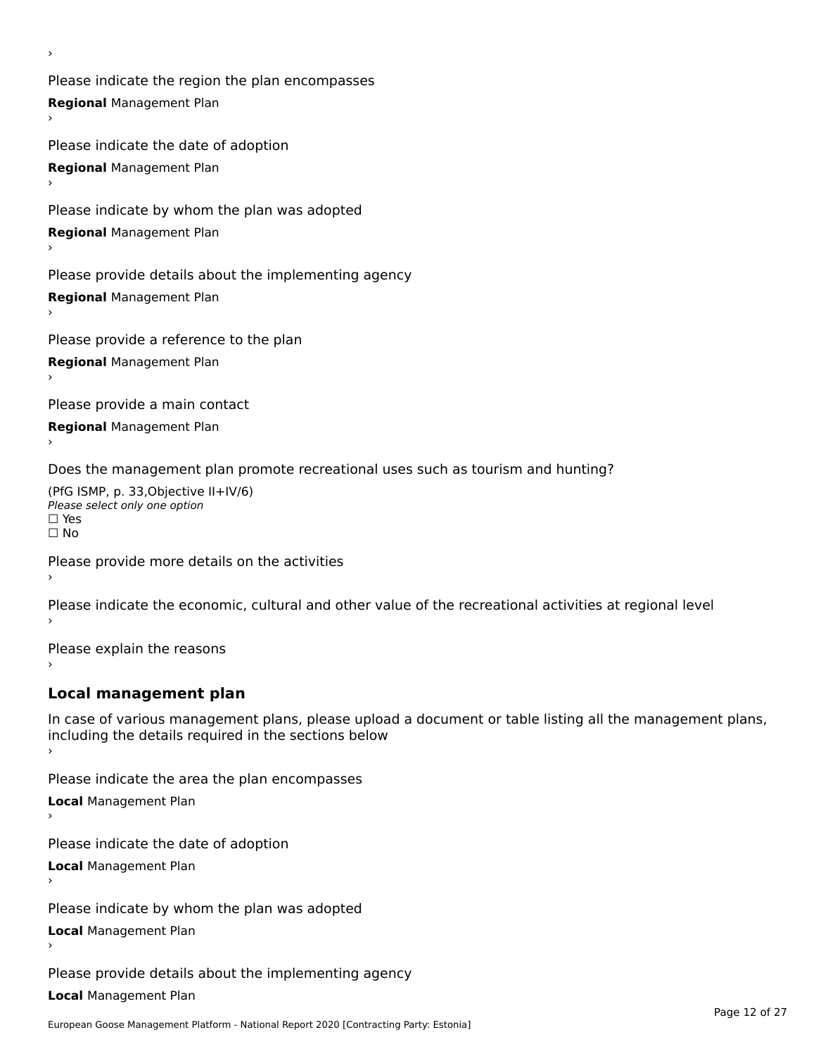›

Please indicate the region the plan encompasses

**Regional** Management Plan

›

Please indicate the date of adoption

**Regional** Management Plan

›

Please indicate by whom the plan was adopted

**Regional** Management Plan

›

Please provide details about the implementing agency

**Regional** Management Plan

›

Please provide a reference to the plan

**Regional** Management Plan

›

Please provide a main contact

**Regional** Management Plan

›

Does the management plan promote recreational uses such as tourism and hunting?

(PfG ISMP, p. 33,Objective II+IV/6)
*Please select only one option*
☐ Yes
☐ No

Please provide more details on the activities

›

Please indicate the economic, cultural and other value of the recreational activities at regional level

›

Please explain the reasons

›

## Local management plan

In case of various management plans, please upload a document or table listing all the management plans, including the details required in the sections below

›

Please indicate the area the plan encompasses

**Local** Management Plan

›

Please indicate the date of adoption

**Local** Management Plan

›

Please indicate by whom the plan was adopted

**Local** Management Plan

›

Please provide details about the implementing agency

**Local** Management Plan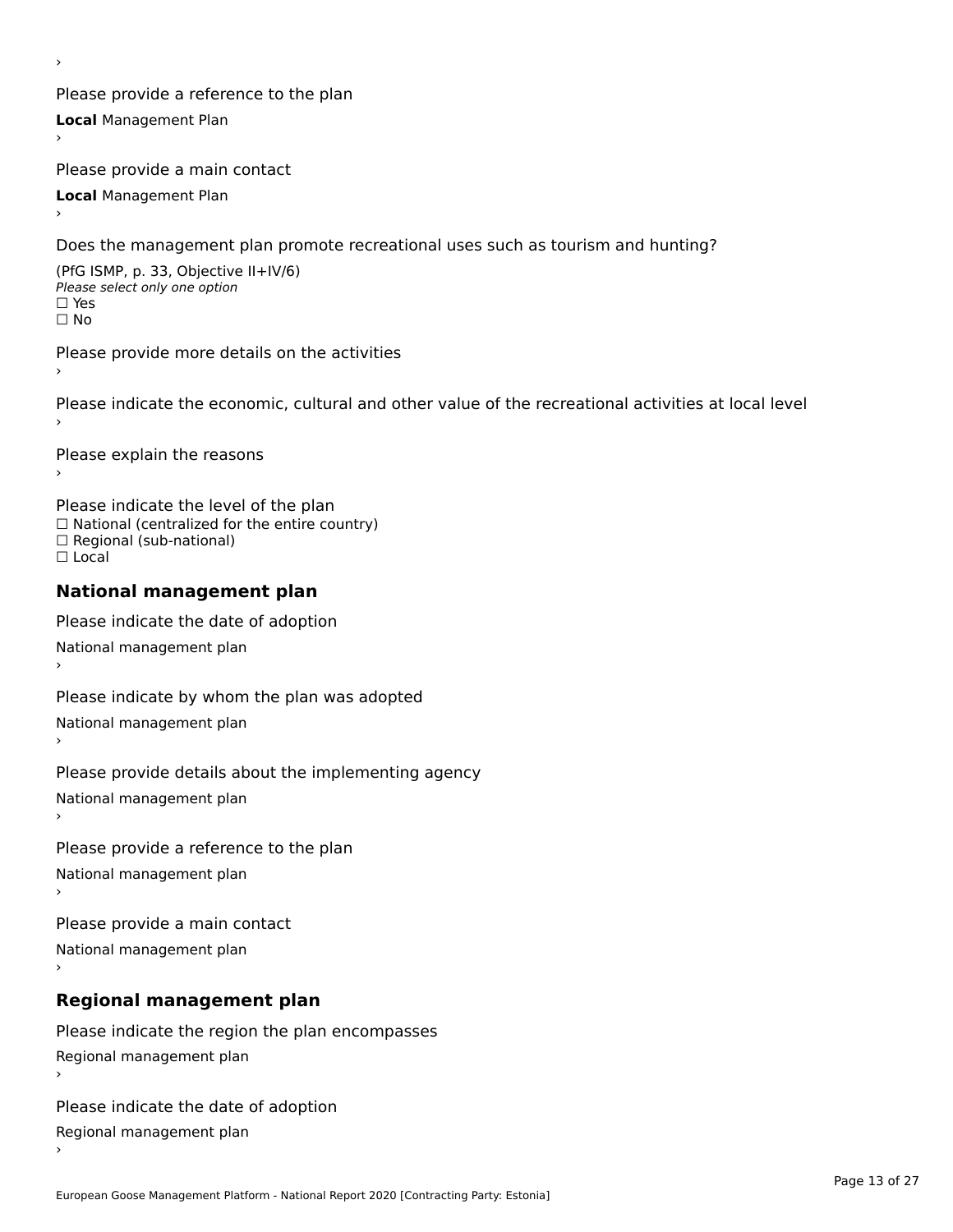›

Please provide a reference to the plan

**Local** Management Plan

›

Please provide a main contact

**Local** Management Plan

›

Does the management plan promote recreational uses such as tourism and hunting?

(PfG ISMP, p. 33, Objective II+IV/6)

*Please select only one option*

☐ Yes

☐ No

Please provide more details on the activities

›

Please indicate the economic, cultural and other value of the recreational activities at local level

›

Please explain the reasons

›

Please indicate the level of the plan

☐ National (centralized for the entire country)

☐ Regional (sub-national)

☐ Local

## National management plan

Please indicate the date of adoption

National management plan

›

Please indicate by whom the plan was adopted

National management plan

›

Please provide details about the implementing agency

National management plan

›

Please provide a reference to the plan

National management plan

›

Please provide a main contact

National management plan

›

## Regional management plan

Please indicate the region the plan encompasses

Regional management plan

›

Please indicate the date of adoption

Regional management plan

›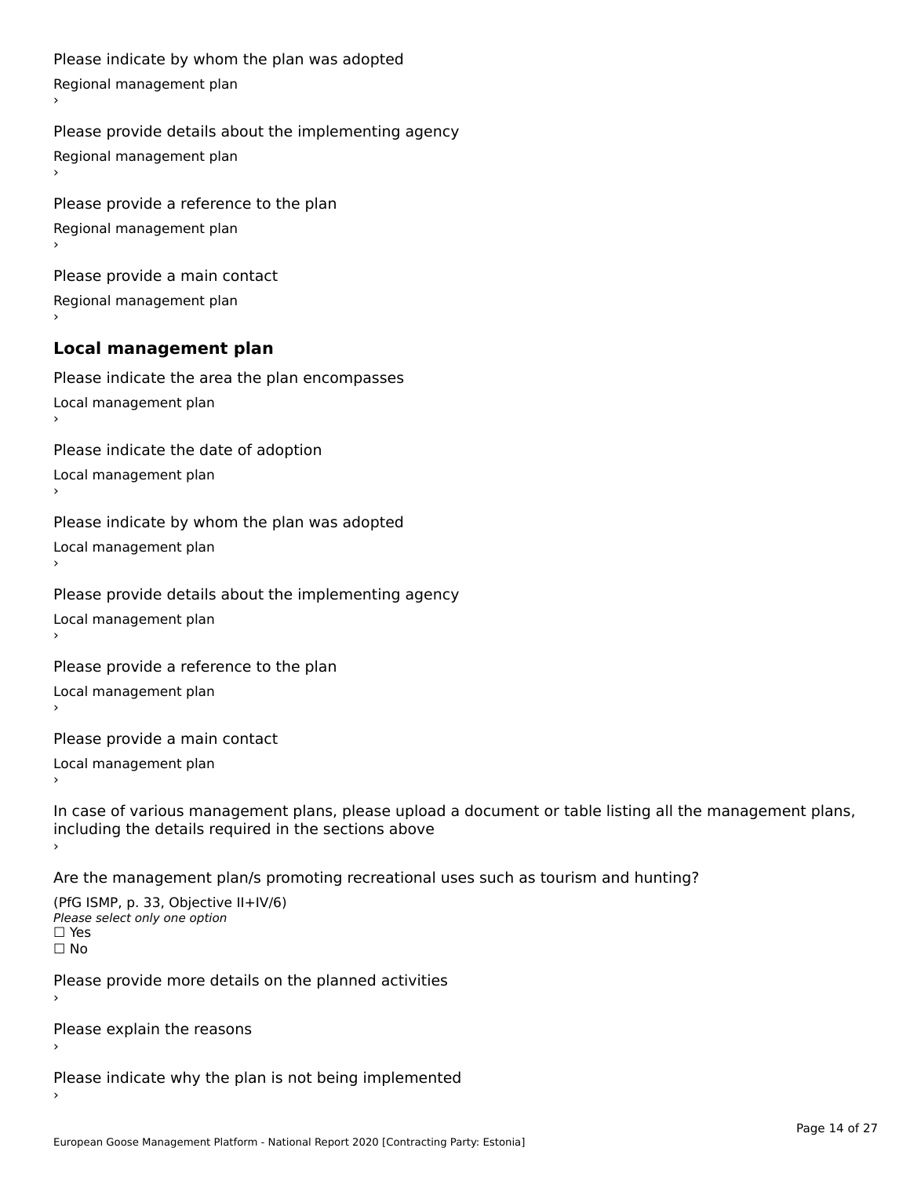Please indicate by whom the plan was adopted

Regional management plan

›

Please provide details about the implementing agency

Regional management plan

›

Please provide a reference to the plan

Regional management plan

›

Please provide a main contact

Regional management plan

›

### Local management plan

Please indicate the area the plan encompasses

Local management plan

›

Please indicate the date of adoption

Local management plan

›

Please indicate by whom the plan was adopted

Local management plan

›

Please provide details about the implementing agency

Local management plan

›

Please provide a reference to the plan

Local management plan

›

Please provide a main contact

Local management plan

›

In case of various management plans, please upload a document or table listing all the management plans, including the details required in the sections above

›

Are the management plan/s promoting recreational uses such as tourism and hunting?

(PfG ISMP, p. 33, Objective II+IV/6)

*Please select only one option*

☐ Yes

☐ No

Please provide more details on the planned activities

›

Please explain the reasons

›

Please indicate why the plan is not being implemented

›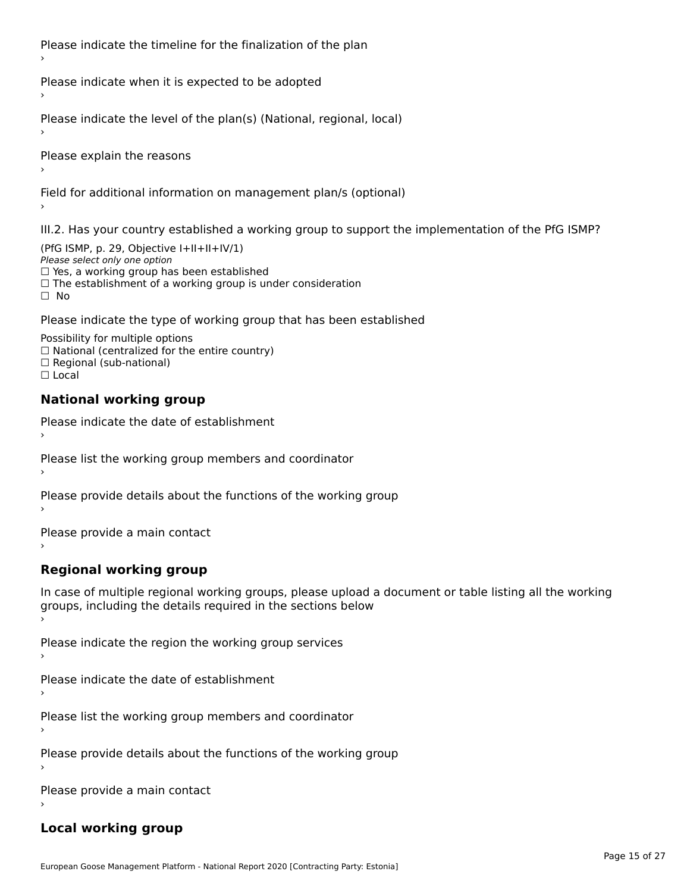Please indicate the timeline for the finalization of the plan

›

Please indicate when it is expected to be adopted

›

Please indicate the level of the plan(s) (National, regional, local)

›

Please explain the reasons

›

Field for additional information on management plan/s (optional)

›

III.2. Has your country established a working group to support the implementation of the PfG ISMP?

(PfG ISMP, p. 29, Objective I+II+II+IV/1)

*Please select only one option*

☐ Yes, a working group has been established

☐ The establishment of a working group is under consideration

☐ No

Please indicate the type of working group that has been established

Possibility for multiple options

☐ National (centralized for the entire country)

☐ Regional (sub-national)

☐ Local

## National working group

Please indicate the date of establishment

›

Please list the working group members and coordinator

›

Please provide details about the functions of the working group

›

Please provide a main contact

›

## Regional working group

In case of multiple regional working groups, please upload a document or table listing all the working groups, including the details required in the sections below

›

Please indicate the region the working group services

›

Please indicate the date of establishment

›

Please list the working group members and coordinator

›

Please provide details about the functions of the working group

›

Please provide a main contact

›

## Local working group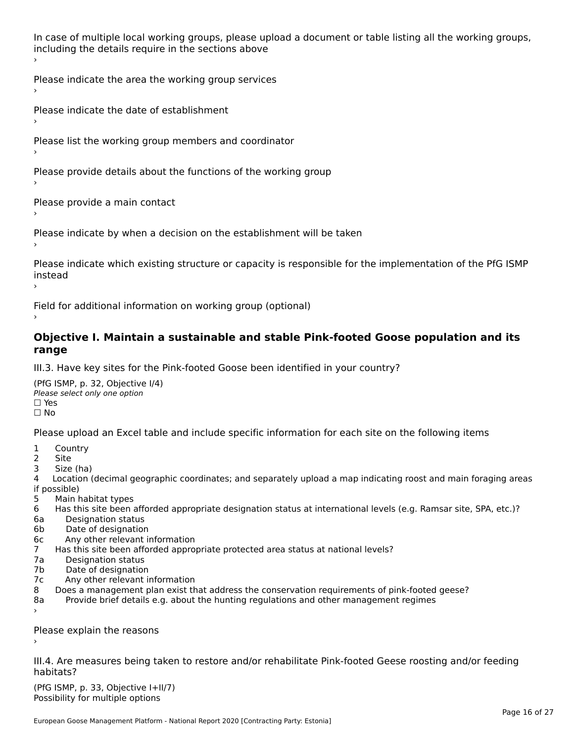In case of multiple local working groups, please upload a document or table listing all the working groups, including the details require in the sections above

›

Please indicate the area the working group services

›

Please indicate the date of establishment

›

Please list the working group members and coordinator

›

Please provide details about the functions of the working group

›

Please provide a main contact

›

Please indicate by when a decision on the establishment will be taken

›

Please indicate which existing structure or capacity is responsible for the implementation of the PfG ISMP instead

›

Field for additional information on working group (optional)

›

## Objective I. Maintain a sustainable and stable Pink-footed Goose population and its range

III.3. Have key sites for the Pink-footed Goose been identified in your country?

(PfG ISMP, p. 32, Objective I/4)

*Please select only one option*

☐ Yes

☐ No

Please upload an Excel table and include specific information for each site on the following items

1 Country
2 Site
3 Size (ha)
4 Location (decimal geographic coordinates; and separately upload a map indicating roost and main foraging areas if possible)
5 Main habitat types
6 Has this site been afforded appropriate designation status at international levels (e.g. Ramsar site, SPA, etc.)?
6a Designation status
6b Date of designation
6c Any other relevant information
7 Has this site been afforded appropriate protected area status at national levels?
7a Designation status
7b Date of designation
7c Any other relevant information
8 Does a management plan exist that address the conservation requirements of pink-footed geese?
8a Provide brief details e.g. about the hunting regulations and other management regimes

›

Please explain the reasons

›

III.4. Are measures being taken to restore and/or rehabilitate Pink-footed Geese roosting and/or feeding habitats?

(PfG ISMP, p. 33, Objective I+II/7)

Possibility for multiple options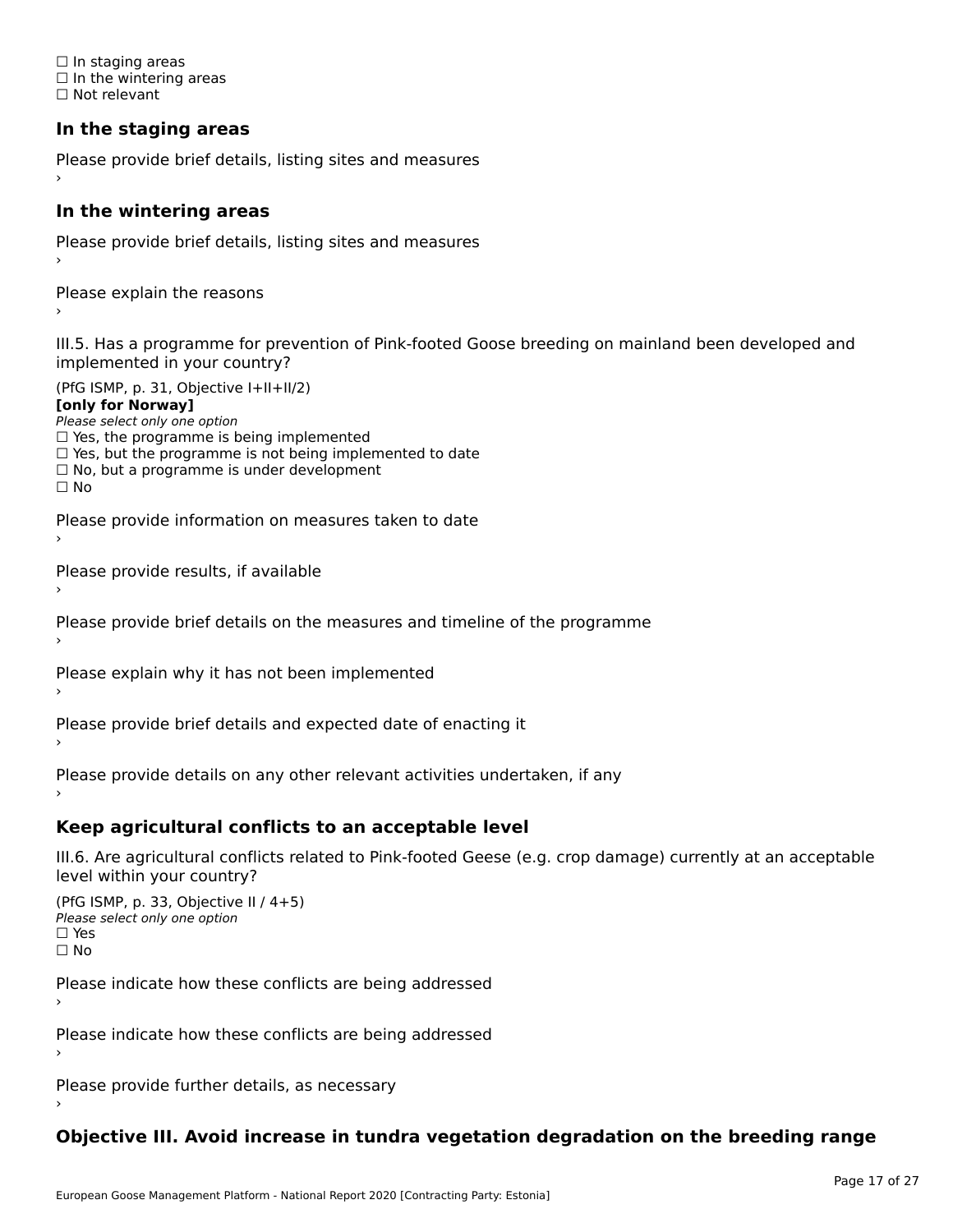☐ In staging areas
☐ In the wintering areas
☐ Not relevant

### In the staging areas

Please provide brief details, listing sites and measures
›

### In the wintering areas

Please provide brief details, listing sites and measures
›

Please explain the reasons
›

III.5. Has a programme for prevention of Pink-footed Goose breeding on mainland been developed and implemented in your country?

(PfG ISMP, p. 31, Objective I+II+II/2)
**[only for Norway]**
*Please select only one option*
☐ Yes, the programme is being implemented
☐ Yes, but the programme is not being implemented to date
☐ No, but a programme is under development
☐ No

Please provide information on measures taken to date
›

Please provide results, if available
›

Please provide brief details on the measures and timeline of the programme
›

Please explain why it has not been implemented
›

Please provide brief details and expected date of enacting it
›

Please provide details on any other relevant activities undertaken, if any
›

### Keep agricultural conflicts to an acceptable level

III.6. Are agricultural conflicts related to Pink-footed Geese (e.g. crop damage) currently at an acceptable level within your country?

(PfG ISMP, p. 33, Objective II / 4+5)
*Please select only one option*
☐ Yes
☐ No

Please indicate how these conflicts are being addressed
›

Please indicate how these conflicts are being addressed
›

Please provide further details, as necessary
›

### Objective III. Avoid increase in tundra vegetation degradation on the breeding range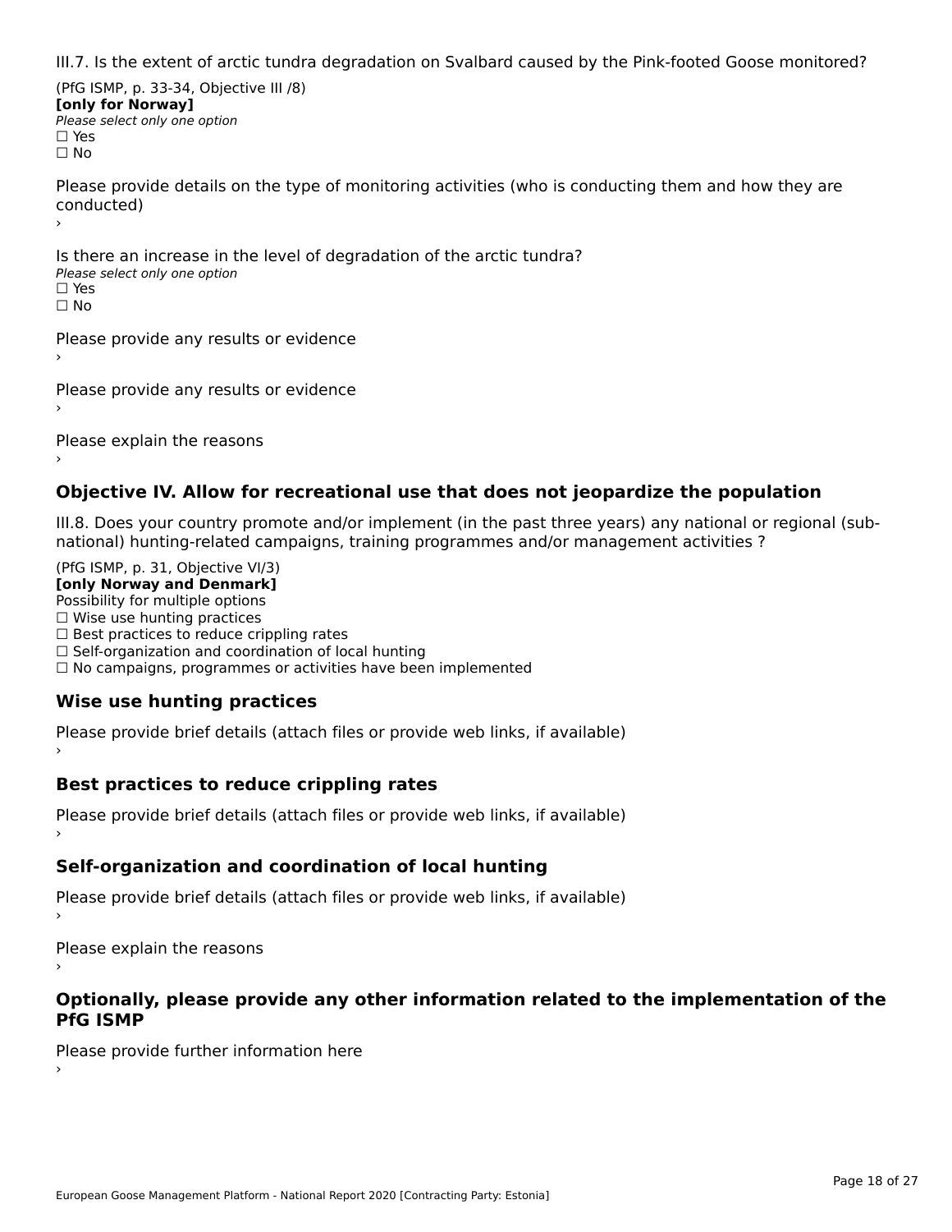III.7. Is the extent of arctic tundra degradation on Svalbard caused by the Pink-footed Goose monitored?

(PfG ISMP, p. 33-34, Objective III /8)
**[only for Norway]**
*Please select only one option*
☐ Yes
☐ No

Please provide details on the type of monitoring activities (who is conducting them and how they are conducted)
›

Is there an increase in the level of degradation of the arctic tundra?
*Please select only one option*
☐ Yes
☐ No

Please provide any results or evidence
›

Please provide any results or evidence
›

Please explain the reasons
›

## Objective IV. Allow for recreational use that does not jeopardize the population

III.8. Does your country promote and/or implement (in the past three years) any national or regional (sub-national) hunting-related campaigns, training programmes and/or management activities ?

(PfG ISMP, p. 31, Objective VI/3)
**[only Norway and Denmark]**
Possibility for multiple options
☐ Wise use hunting practices
☐ Best practices to reduce crippling rates
☐ Self-organization and coordination of local hunting
☐ No campaigns, programmes or activities have been implemented

### Wise use hunting practices

Please provide brief details (attach files or provide web links, if available)
›

### Best practices to reduce crippling rates

Please provide brief details (attach files or provide web links, if available)
›

### Self-organization and coordination of local hunting

Please provide brief details (attach files or provide web links, if available)
›

Please explain the reasons
›

## Optionally, please provide any other information related to the implementation of the PfG ISMP

Please provide further information here
›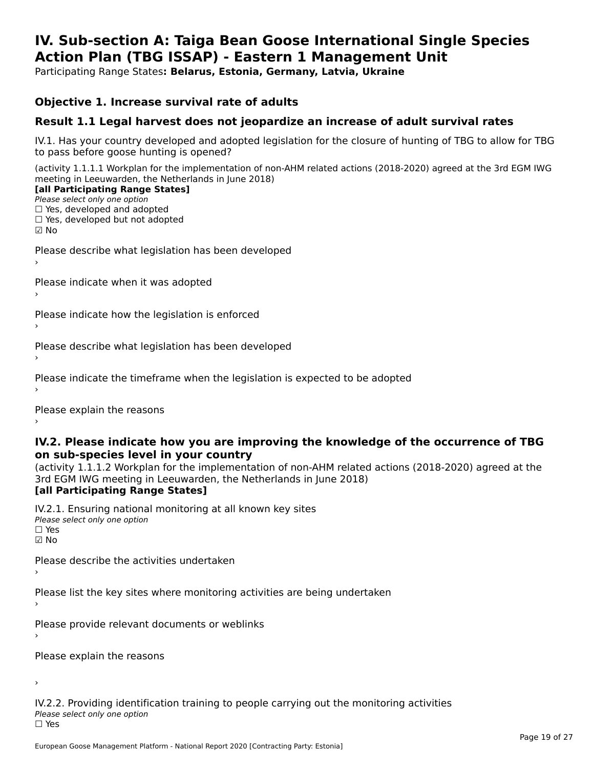# IV. Sub-section A: Taiga Bean Goose International Single Species Action Plan (TBG ISSAP) - Eastern 1 Management Unit

Participating Range States**: Belarus, Estonia, Germany, Latvia, Ukraine**

### Objective 1. Increase survival rate of adults

### Result 1.1 Legal harvest does not jeopardize an increase of adult survival rates

IV.1. Has your country developed and adopted legislation for the closure of hunting of TBG to allow for TBG to pass before goose hunting is opened?

(activity 1.1.1.1 Workplan for the implementation of non-AHM related actions (2018-2020) agreed at the 3rd EGM IWG meeting in Leeuwarden, the Netherlands in June 2018)
**[all Participating Range States]**
*Please select only one option*
☐ Yes, developed and adopted
☐ Yes, developed but not adopted
☑ No

Please describe what legislation has been developed
›

Please indicate when it was adopted
›

Please indicate how the legislation is enforced
›

Please describe what legislation has been developed
›

Please indicate the timeframe when the legislation is expected to be adopted
›

Please explain the reasons
›

### IV.2. Please indicate how you are improving the knowledge of the occurrence of TBG on sub-species level in your country

(activity 1.1.1.2 Workplan for the implementation of non-AHM related actions (2018-2020) agreed at the 3rd EGM IWG meeting in Leeuwarden, the Netherlands in June 2018)
**[all Participating Range States]**

IV.2.1. Ensuring national monitoring at all known key sites
*Please select only one option*
☐ Yes
☑ No

Please describe the activities undertaken
›

Please list the key sites where monitoring activities are being undertaken
›

Please provide relevant documents or weblinks
›

Please explain the reasons

›

IV.2.2. Providing identification training to people carrying out the monitoring activities
*Please select only one option*
☐ Yes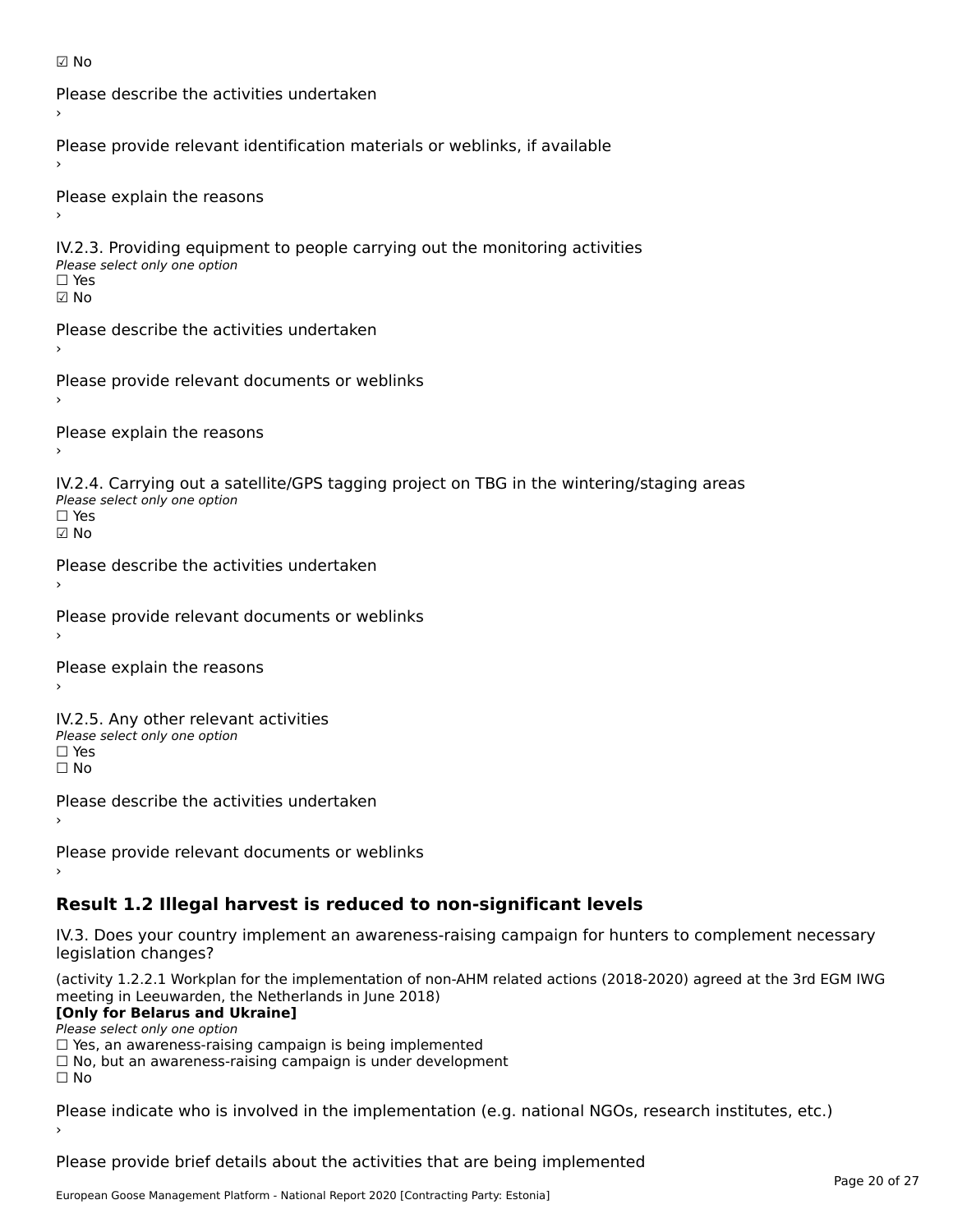☑ No

Please describe the activities undertaken
›

Please provide relevant identification materials or weblinks, if available
›

Please explain the reasons
›

IV.2.3. Providing equipment to people carrying out the monitoring activities
*Please select only one option*
☐ Yes
☑ No

Please describe the activities undertaken
›

Please provide relevant documents or weblinks
›

Please explain the reasons
›

IV.2.4. Carrying out a satellite/GPS tagging project on TBG in the wintering/staging areas
*Please select only one option*
☐ Yes
☑ No

Please describe the activities undertaken
›

Please provide relevant documents or weblinks
›

Please explain the reasons
›

IV.2.5. Any other relevant activities
*Please select only one option*
☐ Yes
☐ No

Please describe the activities undertaken
›

Please provide relevant documents or weblinks
›

## Result 1.2 Illegal harvest is reduced to non-significant levels

IV.3. Does your country implement an awareness-raising campaign for hunters to complement necessary legislation changes?

(activity 1.2.2.1 Workplan for the implementation of non-AHM related actions (2018-2020) agreed at the 3rd EGM IWG meeting in Leeuwarden, the Netherlands in June 2018)
**[Only for Belarus and Ukraine]**
*Please select only one option*
☐ Yes, an awareness-raising campaign is being implemented
☐ No, but an awareness-raising campaign is under development
☐ No

Please indicate who is involved in the implementation (e.g. national NGOs, research institutes, etc.)
›

Please provide brief details about the activities that are being implemented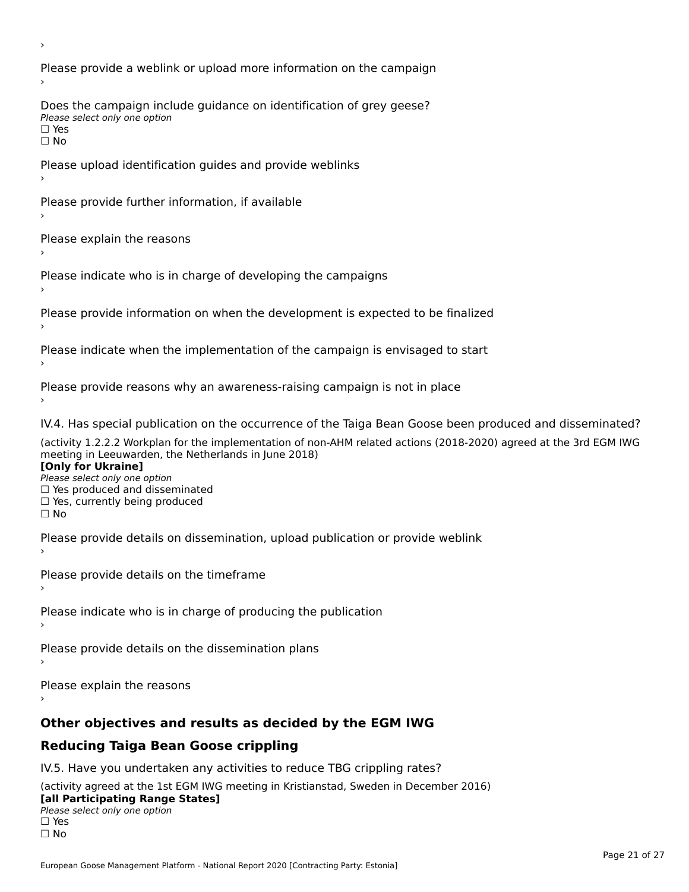›

Please provide a weblink or upload more information on the campaign

›

Does the campaign include guidance on identification of grey geese?

*Please select only one option*

☐ Yes

☐ No

Please upload identification guides and provide weblinks

›

Please provide further information, if available

›

Please explain the reasons

›

Please indicate who is in charge of developing the campaigns

›

Please provide information on when the development is expected to be finalized

›

Please indicate when the implementation of the campaign is envisaged to start

›

Please provide reasons why an awareness-raising campaign is not in place

›

IV.4. Has special publication on the occurrence of the Taiga Bean Goose been produced and disseminated?

(activity 1.2.2.2 Workplan for the implementation of non-AHM related actions (2018-2020) agreed at the 3rd EGM IWG meeting in Leeuwarden, the Netherlands in June 2018)

**[Only for Ukraine]**

*Please select only one option*

☐ Yes produced and disseminated

☐ Yes, currently being produced

☐ No

Please provide details on dissemination, upload publication or provide weblink

›

Please provide details on the timeframe

›

Please indicate who is in charge of producing the publication

›

Please provide details on the dissemination plans

›

Please explain the reasons

›

## Other objectives and results as decided by the EGM IWG

## Reducing Taiga Bean Goose crippling

IV.5. Have you undertaken any activities to reduce TBG crippling rates?

(activity agreed at the 1st EGM IWG meeting in Kristianstad, Sweden in December 2016)

**[all Participating Range States]**

*Please select only one option*

☐ Yes

☐ No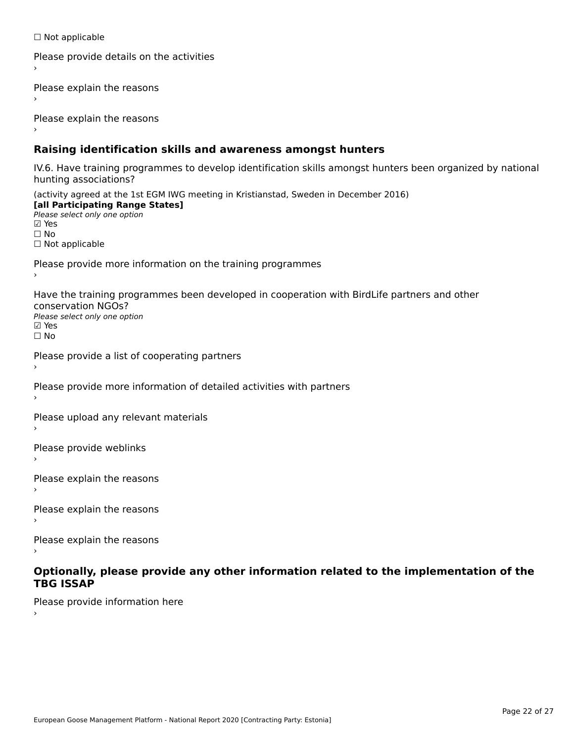☐ Not applicable

Please provide details on the activities
›

Please explain the reasons
›

Please explain the reasons
›

## Raising identification skills and awareness amongst hunters

IV.6. Have training programmes to develop identification skills amongst hunters been organized by national hunting associations?

(activity agreed at the 1st EGM IWG meeting in Kristianstad, Sweden in December 2016)
**[all Participating Range States]**
*Please select only one option*
☑ Yes
☐ No
☐ Not applicable

Please provide more information on the training programmes
›

Have the training programmes been developed in cooperation with BirdLife partners and other conservation NGOs?
*Please select only one option*
☑ Yes
☐ No

Please provide a list of cooperating partners
›

Please provide more information of detailed activities with partners
›

Please upload any relevant materials
›

Please provide weblinks
›

Please explain the reasons
›

Please explain the reasons
›

Please explain the reasons
›

## Optionally, please provide any other information related to the implementation of the TBG ISSAP

Please provide information here
›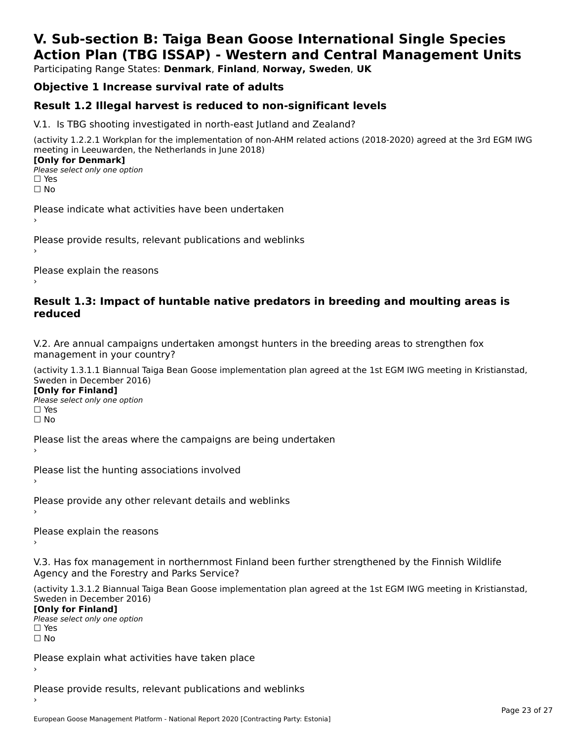# V. Sub-section B: Taiga Bean Goose International Single Species Action Plan (TBG ISSAP) - Western and Central Management Units

Participating Range States: **Denmark**, **Finland**, **Norway, Sweden**, **UK**

## Objective 1 Increase survival rate of adults

## Result 1.2 Illegal harvest is reduced to non-significant levels

V.1. Is TBG shooting investigated in north-east Jutland and Zealand?

(activity 1.2.2.1 Workplan for the implementation of non-AHM related actions (2018-2020) agreed at the 3rd EGM IWG meeting in Leeuwarden, the Netherlands in June 2018)

**[Only for Denmark]**

*Please select only one option*

☐ Yes

☐ No

Please indicate what activities have been undertaken

›

Please provide results, relevant publications and weblinks

›

Please explain the reasons

›

## Result 1.3: Impact of huntable native predators in breeding and moulting areas is reduced

V.2. Are annual campaigns undertaken amongst hunters in the breeding areas to strengthen fox management in your country?

(activity 1.3.1.1 Biannual Taiga Bean Goose implementation plan agreed at the 1st EGM IWG meeting in Kristianstad, Sweden in December 2016)

**[Only for Finland]**

*Please select only one option*

☐ Yes

☐ No

Please list the areas where the campaigns are being undertaken

›

Please list the hunting associations involved

›

Please provide any other relevant details and weblinks

›

Please explain the reasons

›

V.3. Has fox management in northernmost Finland been further strengthened by the Finnish Wildlife Agency and the Forestry and Parks Service?

(activity 1.3.1.2 Biannual Taiga Bean Goose implementation plan agreed at the 1st EGM IWG meeting in Kristianstad, Sweden in December 2016)

**[Only for Finland]**

*Please select only one option*

☐ Yes

☐ No

Please explain what activities have taken place

›

Please provide results, relevant publications and weblinks

›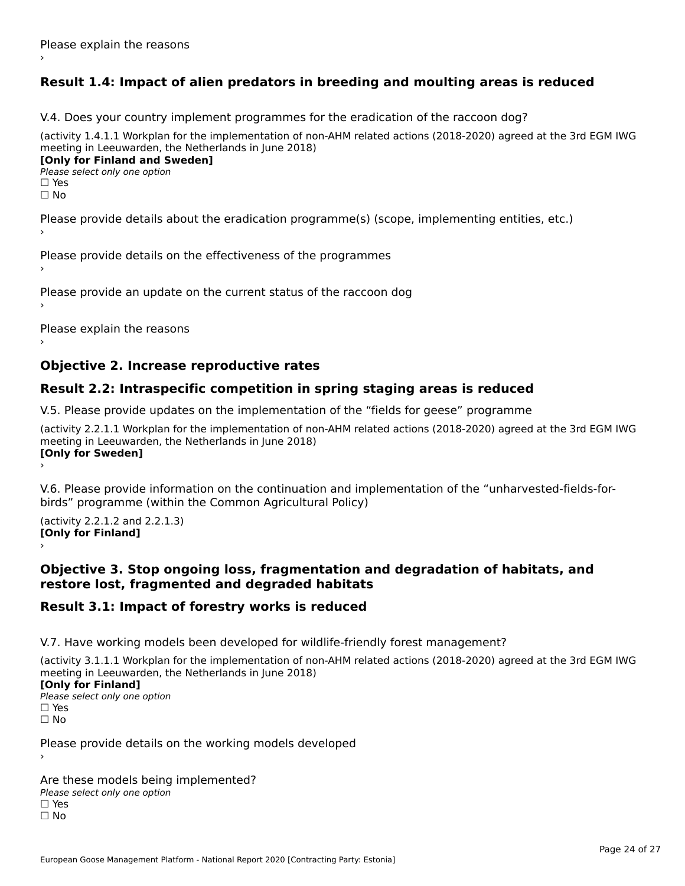Please explain the reasons

›

## Result 1.4: Impact of alien predators in breeding and moulting areas is reduced

V.4. Does your country implement programmes for the eradication of the raccoon dog?

(activity 1.4.1.1 Workplan for the implementation of non-AHM related actions (2018-2020) agreed at the 3rd EGM IWG meeting in Leeuwarden, the Netherlands in June 2018)

**[Only for Finland and Sweden]**

*Please select only one option*

☐ Yes

☐ No

Please provide details about the eradication programme(s) (scope, implementing entities, etc.)

›

Please provide details on the effectiveness of the programmes

›

Please provide an update on the current status of the raccoon dog

›

Please explain the reasons

›

## Objective 2. Increase reproductive rates

## Result 2.2: Intraspecific competition in spring staging areas is reduced

V.5. Please provide updates on the implementation of the “fields for geese” programme

(activity 2.2.1.1 Workplan for the implementation of non-AHM related actions (2018-2020) agreed at the 3rd EGM IWG meeting in Leeuwarden, the Netherlands in June 2018)

**[Only for Sweden]**

›

V.6. Please provide information on the continuation and implementation of the “unharvested-fields-for-birds” programme (within the Common Agricultural Policy)

(activity 2.2.1.2 and 2.2.1.3)

**[Only for Finland]**

›

## Objective 3. Stop ongoing loss, fragmentation and degradation of habitats, and restore lost, fragmented and degraded habitats

## Result 3.1: Impact of forestry works is reduced

V.7. Have working models been developed for wildlife-friendly forest management?

(activity 3.1.1.1 Workplan for the implementation of non-AHM related actions (2018-2020) agreed at the 3rd EGM IWG meeting in Leeuwarden, the Netherlands in June 2018)

**[Only for Finland]**

*Please select only one option*

☐ Yes

☐ No

Please provide details on the working models developed

›

Are these models being implemented?

*Please select only one option*

☐ Yes

☐ No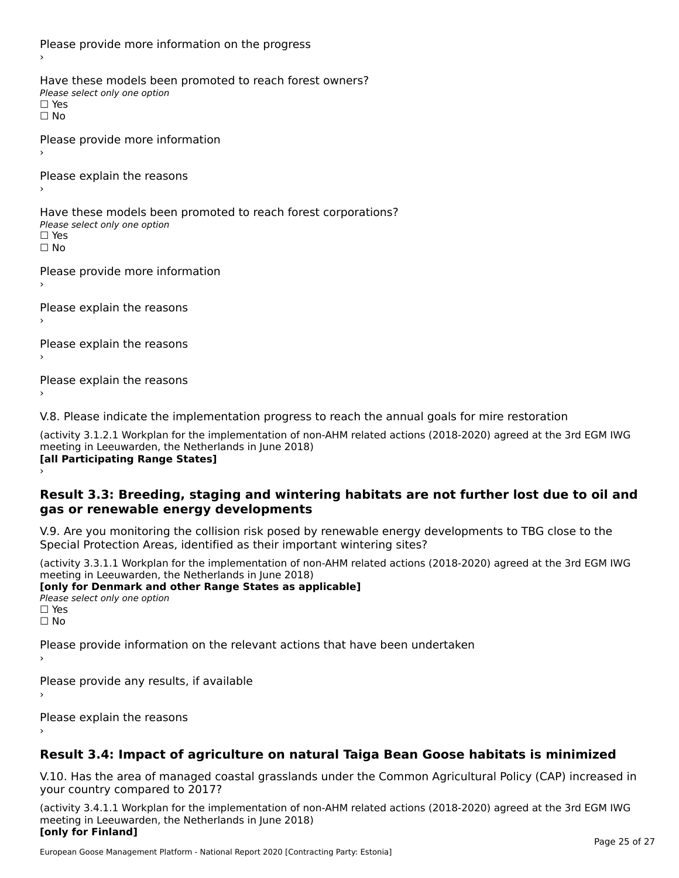Please provide more information on the progress

›

Have these models been promoted to reach forest owners?

*Please select only one option*

☐ Yes

☐ No

Please provide more information

›

Please explain the reasons

›

Have these models been promoted to reach forest corporations?

*Please select only one option*

☐ Yes

☐ No

Please provide more information

›

Please explain the reasons

›

Please explain the reasons

›

Please explain the reasons

›

V.8. Please indicate the implementation progress to reach the annual goals for mire restoration

(activity 3.1.2.1 Workplan for the implementation of non-AHM related actions (2018-2020) agreed at the 3rd EGM IWG meeting in Leeuwarden, the Netherlands in June 2018)

**[all Participating Range States]**

›

## Result 3.3: Breeding, staging and wintering habitats are not further lost due to oil and gas or renewable energy developments

V.9. Are you monitoring the collision risk posed by renewable energy developments to TBG close to the Special Protection Areas, identified as their important wintering sites?

(activity 3.3.1.1 Workplan for the implementation of non-AHM related actions (2018-2020) agreed at the 3rd EGM IWG meeting in Leeuwarden, the Netherlands in June 2018)

**[only for Denmark and other Range States as applicable]**

*Please select only one option*

☐ Yes

☐ No

Please provide information on the relevant actions that have been undertaken

›

Please provide any results, if available

›

Please explain the reasons

›

## Result 3.4: Impact of agriculture on natural Taiga Bean Goose habitats is minimized

V.10. Has the area of managed coastal grasslands under the Common Agricultural Policy (CAP) increased in your country compared to 2017?

(activity 3.4.1.1 Workplan for the implementation of non-AHM related actions (2018-2020) agreed at the 3rd EGM IWG meeting in Leeuwarden, the Netherlands in June 2018)

**[only for Finland]**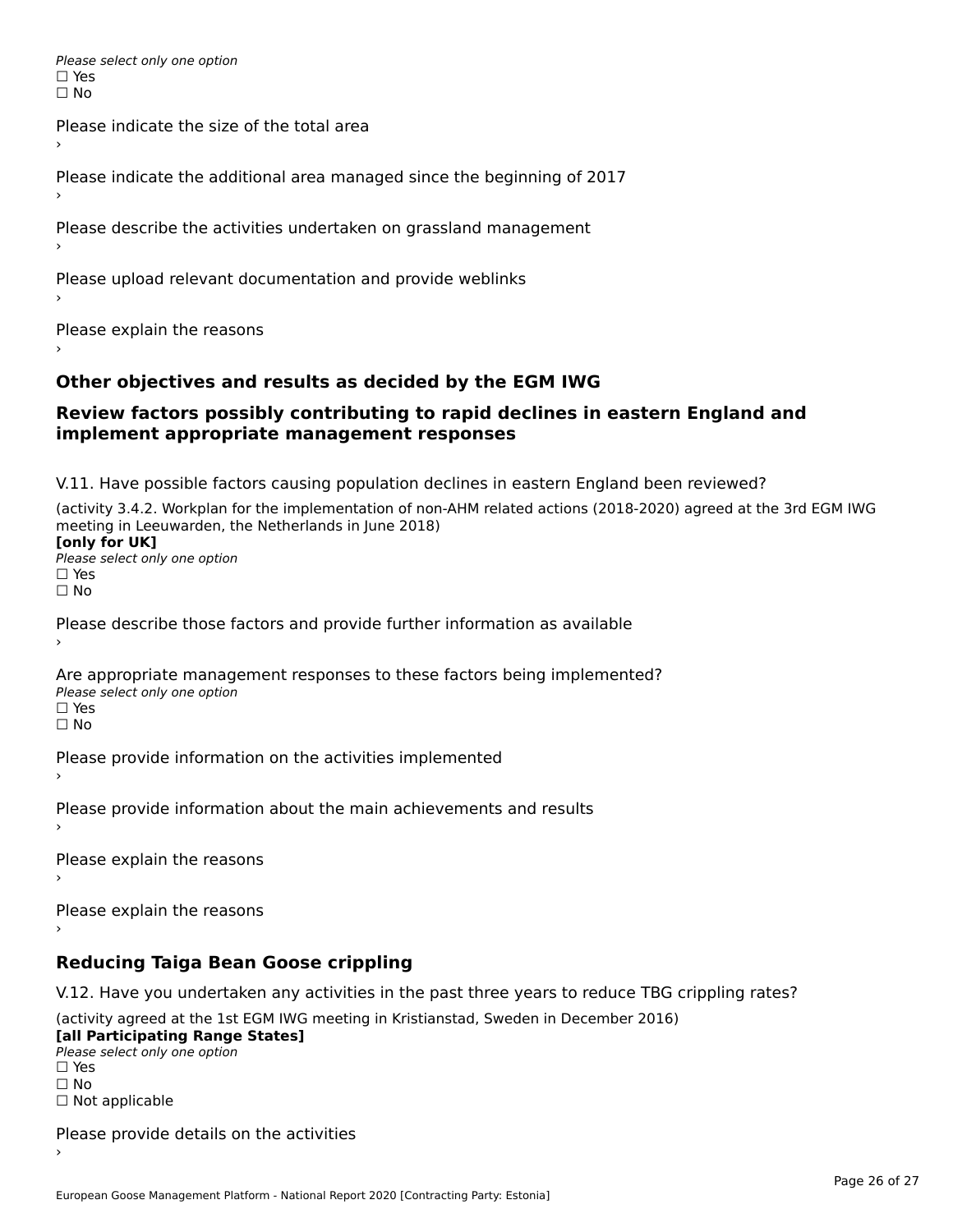*Please select only one option*
☐ Yes
☐ No

Please indicate the size of the total area
›

Please indicate the additional area managed since the beginning of 2017
›

Please describe the activities undertaken on grassland management
›

Please upload relevant documentation and provide weblinks
›

Please explain the reasons
›

## Other objectives and results as decided by the EGM IWG

## Review factors possibly contributing to rapid declines in eastern England and implement appropriate management responses

V.11. Have possible factors causing population declines in eastern England been reviewed?

(activity 3.4.2. Workplan for the implementation of non-AHM related actions (2018-2020) agreed at the 3rd EGM IWG meeting in Leeuwarden, the Netherlands in June 2018)
**[only for UK]**
*Please select only one option*
☐ Yes
☐ No

Please describe those factors and provide further information as available
›

Are appropriate management responses to these factors being implemented?
*Please select only one option*
☐ Yes
☐ No

Please provide information on the activities implemented
›

Please provide information about the main achievements and results
›

Please explain the reasons
›

Please explain the reasons
›

## Reducing Taiga Bean Goose crippling

V.12. Have you undertaken any activities in the past three years to reduce TBG crippling rates?

(activity agreed at the 1st EGM IWG meeting in Kristianstad, Sweden in December 2016)
**[all Participating Range States]**
*Please select only one option*
☐ Yes
☐ No
☐ Not applicable

Please provide details on the activities
›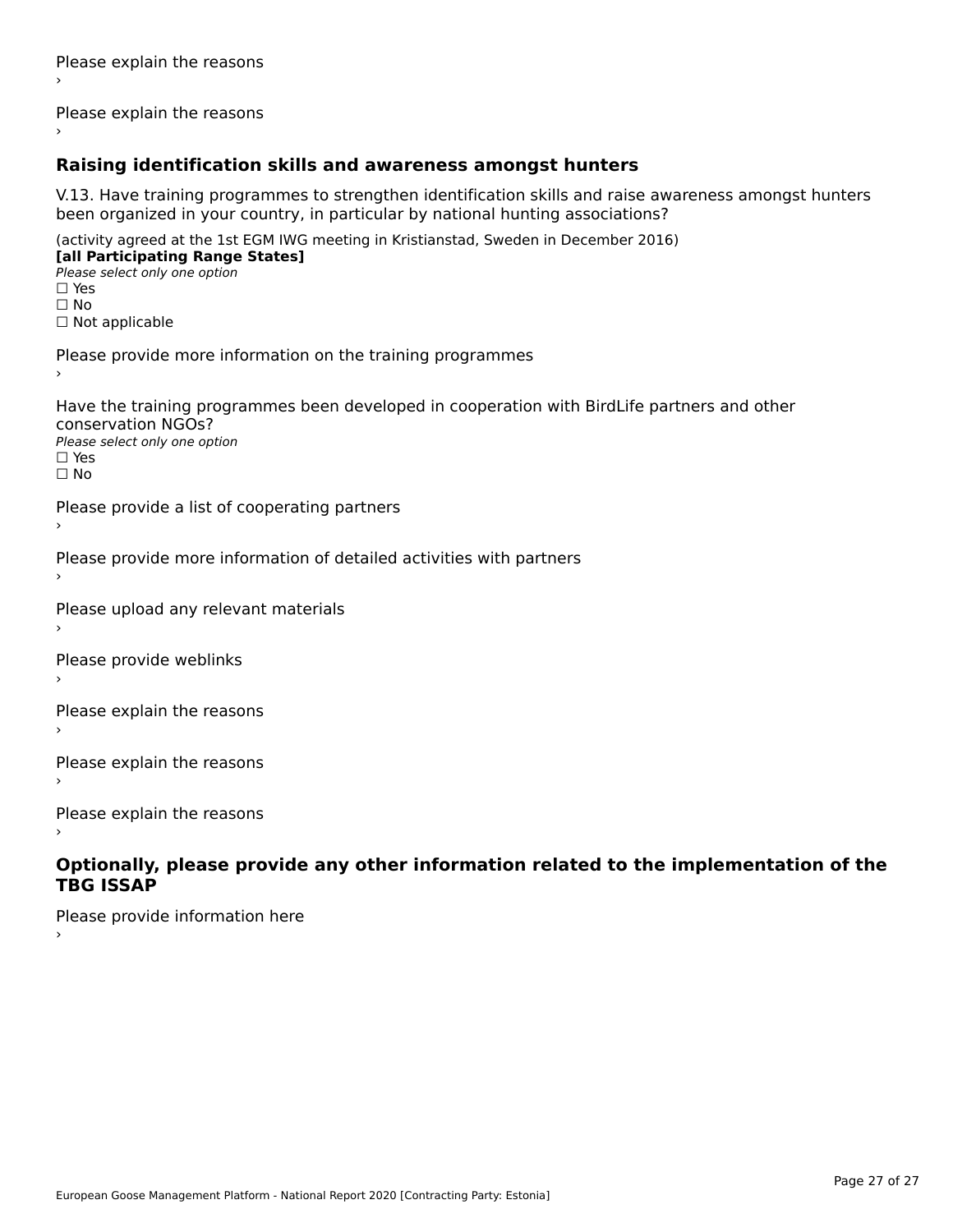Please explain the reasons
›

Please explain the reasons
›

## Raising identification skills and awareness amongst hunters

V.13. Have training programmes to strengthen identification skills and raise awareness amongst hunters been organized in your country, in particular by national hunting associations?

(activity agreed at the 1st EGM IWG meeting in Kristianstad, Sweden in December 2016)
**[all Participating Range States]**
*Please select only one option*
☐ Yes
☐ No
☐ Not applicable

Please provide more information on the training programmes
›

Have the training programmes been developed in cooperation with BirdLife partners and other conservation NGOs?
*Please select only one option*
☐ Yes
☐ No

Please provide a list of cooperating partners
›

Please provide more information of detailed activities with partners
›

Please upload any relevant materials
›

Please provide weblinks
›

Please explain the reasons
›

Please explain the reasons
›

Please explain the reasons
›

## Optionally, please provide any other information related to the implementation of the TBG ISSAP

Please provide information here
›